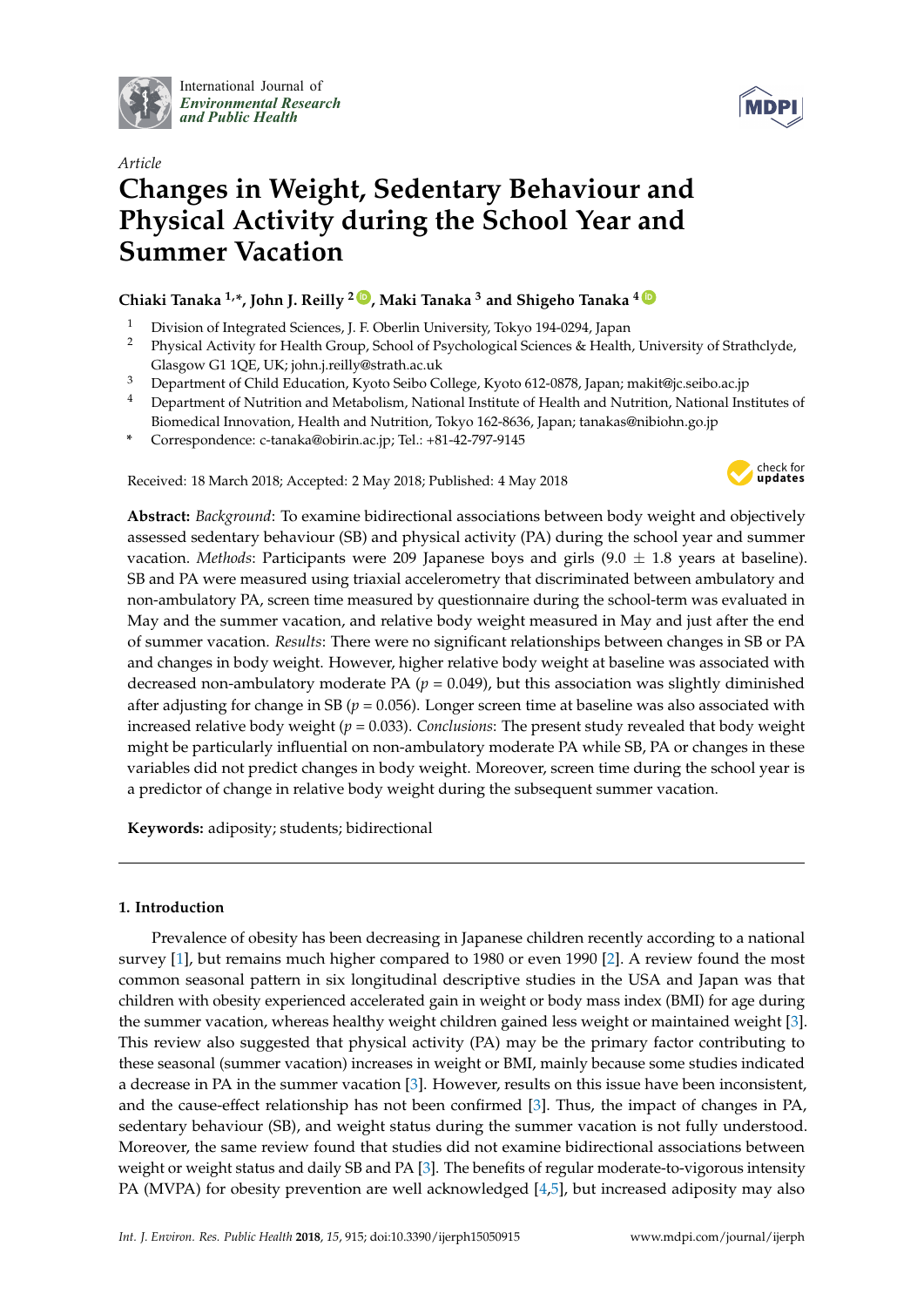International Journal of
*Environmental Research and Public Health*

*Article*

# Changes in Weight, Sedentary Behaviour and Physical Activity during the School Year and Summer Vacation

**Chiaki Tanaka [1,*], John J. Reilly [2], Maki Tanaka [3] and Shigeho Tanaka [4]**

1. Division of Integrated Sciences, J. F. Oberlin University, Tokyo 194-0294, Japan
2. Physical Activity for Health Group, School of Psychological Sciences & Health, University of Strathclyde, Glasgow G1 1QE, UK; john.j.reilly@strath.ac.uk
3. Department of Child Education, Kyoto Seibo College, Kyoto 612-0878, Japan; makit@jc.seibo.ac.jp
4. Department of Nutrition and Metabolism, National Institute of Health and Nutrition, National Institutes of Biomedical Innovation, Health and Nutrition, Tokyo 162-8636, Japan; tanakas@nibiohn.go.jp

\* Correspondence: c-tanaka@obirin.ac.jp; Tel.: +81-42-797-9145

Received: 18 March 2018; Accepted: 2 May 2018; Published: 4 May 2018

**Abstract:** *Background*: To examine bidirectional associations between body weight and objectively assessed sedentary behaviour (SB) and physical activity (PA) during the school year and summer vacation. *Methods*: Participants were 209 Japanese boys and girls (9.0 ± 1.8 years at baseline). SB and PA were measured using triaxial accelerometry that discriminated between ambulatory and non-ambulatory PA, screen time measured by questionnaire during the school-term was evaluated in May and the summer vacation, and relative body weight measured in May and just after the end of summer vacation. *Results*: There were no significant relationships between changes in SB or PA and changes in body weight. However, higher relative body weight at baseline was associated with decreased non-ambulatory moderate PA ($p = 0.049$), but this association was slightly diminished after adjusting for change in SB ($p = 0.056$). Longer screen time at baseline was also associated with increased relative body weight ($p = 0.033$). *Conclusions*: The present study revealed that body weight might be particularly influential on non-ambulatory moderate PA while SB, PA or changes in these variables did not predict changes in body weight. Moreover, screen time during the school year is a predictor of change in relative body weight during the subsequent summer vacation.

**Keywords:** adiposity; students; bidirectional

## 1. Introduction

Prevalence of obesity has been decreasing in Japanese children recently according to a national survey [1], but remains much higher compared to 1980 or even 1990 [2]. A review found the most common seasonal pattern in six longitudinal descriptive studies in the USA and Japan was that children with obesity experienced accelerated gain in weight or body mass index (BMI) for age during the summer vacation, whereas healthy weight children gained less weight or maintained weight [3]. This review also suggested that physical activity (PA) may be the primary factor contributing to these seasonal (summer vacation) increases in weight or BMI, mainly because some studies indicated a decrease in PA in the summer vacation [3]. However, results on this issue have been inconsistent, and the cause-effect relationship has not been confirmed [3]. Thus, the impact of changes in PA, sedentary behaviour (SB), and weight status during the summer vacation is not fully understood. Moreover, the same review found that studies did not examine bidirectional associations between weight or weight status and daily SB and PA [3]. The benefits of regular moderate-to-vigorous intensity PA (MVPA) for obesity prevention are well acknowledged [4,5], but increased adiposity may also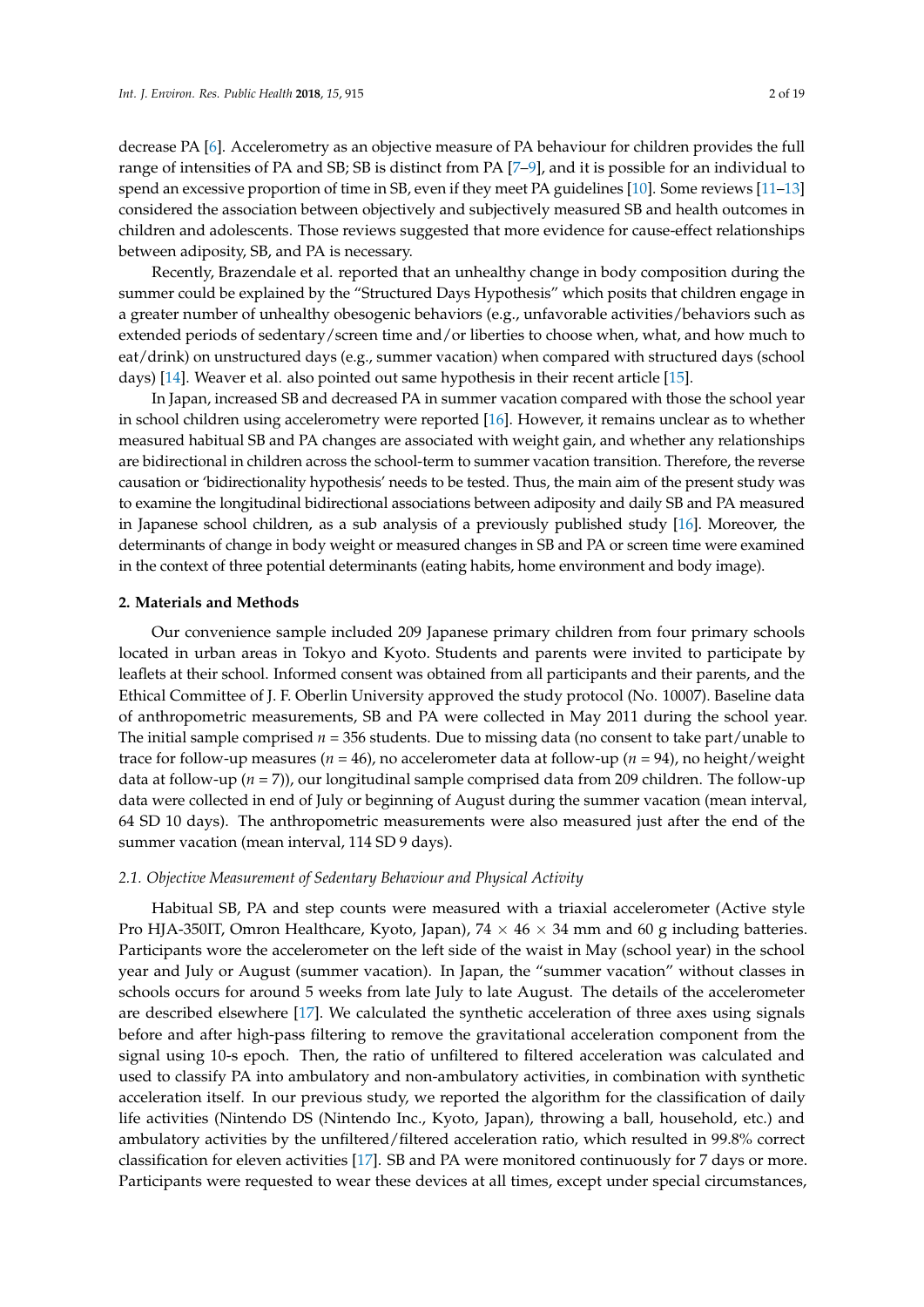decrease PA [6]. Accelerometry as an objective measure of PA behaviour for children provides the full range of intensities of PA and SB; SB is distinct from PA [7–9], and it is possible for an individual to spend an excessive proportion of time in SB, even if they meet PA guidelines [10]. Some reviews [11–13] considered the association between objectively and subjectively measured SB and health outcomes in children and adolescents. Those reviews suggested that more evidence for cause-effect relationships between adiposity, SB, and PA is necessary.

Recently, Brazendale et al. reported that an unhealthy change in body composition during the summer could be explained by the "Structured Days Hypothesis" which posits that children engage in a greater number of unhealthy obesogenic behaviors (e.g., unfavorable activities/behaviors such as extended periods of sedentary/screen time and/or liberties to choose when, what, and how much to eat/drink) on unstructured days (e.g., summer vacation) when compared with structured days (school days) [14]. Weaver et al. also pointed out same hypothesis in their recent article [15].

In Japan, increased SB and decreased PA in summer vacation compared with those the school year in school children using accelerometry were reported [16]. However, it remains unclear as to whether measured habitual SB and PA changes are associated with weight gain, and whether any relationships are bidirectional in children across the school-term to summer vacation transition. Therefore, the reverse causation or 'bidirectionality hypothesis' needs to be tested. Thus, the main aim of the present study was to examine the longitudinal bidirectional associations between adiposity and daily SB and PA measured in Japanese school children, as a sub analysis of a previously published study [16]. Moreover, the determinants of change in body weight or measured changes in SB and PA or screen time were examined in the context of three potential determinants (eating habits, home environment and body image).

## 2. Materials and Methods

Our convenience sample included 209 Japanese primary children from four primary schools located in urban areas in Tokyo and Kyoto. Students and parents were invited to participate by leaflets at their school. Informed consent was obtained from all participants and their parents, and the Ethical Committee of J. F. Oberlin University approved the study protocol (No. 10007). Baseline data of anthropometric measurements, SB and PA were collected in May 2011 during the school year. The initial sample comprised $n = 356$ students. Due to missing data (no consent to take part/unable to trace for follow-up measures ($n = 46$), no accelerometer data at follow-up ($n = 94$), no height/weight data at follow-up ($n = 7$)), our longitudinal sample comprised data from 209 children. The follow-up data were collected in end of July or beginning of August during the summer vacation (mean interval, 64 SD 10 days). The anthropometric measurements were also measured just after the end of the summer vacation (mean interval, 114 SD 9 days).

### 2.1. Objective Measurement of Sedentary Behaviour and Physical Activity

Habitual SB, PA and step counts were measured with a triaxial accelerometer (Active style Pro HJA-350IT, Omron Healthcare, Kyoto, Japan), $74 \times 46 \times 34$ mm and 60 g including batteries. Participants wore the accelerometer on the left side of the waist in May (school year) in the school year and July or August (summer vacation). In Japan, the "summer vacation" without classes in schools occurs for around 5 weeks from late July to late August. The details of the accelerometer are described elsewhere [17]. We calculated the synthetic acceleration of three axes using signals before and after high-pass filtering to remove the gravitational acceleration component from the signal using 10-s epoch. Then, the ratio of unfiltered to filtered acceleration was calculated and used to classify PA into ambulatory and non-ambulatory activities, in combination with synthetic acceleration itself. In our previous study, we reported the algorithm for the classification of daily life activities (Nintendo DS (Nintendo Inc., Kyoto, Japan), throwing a ball, household, etc.) and ambulatory activities by the unfiltered/filtered acceleration ratio, which resulted in 99.8% correct classification for eleven activities [17]. SB and PA were monitored continuously for 7 days or more. Participants were requested to wear these devices at all times, except under special circumstances,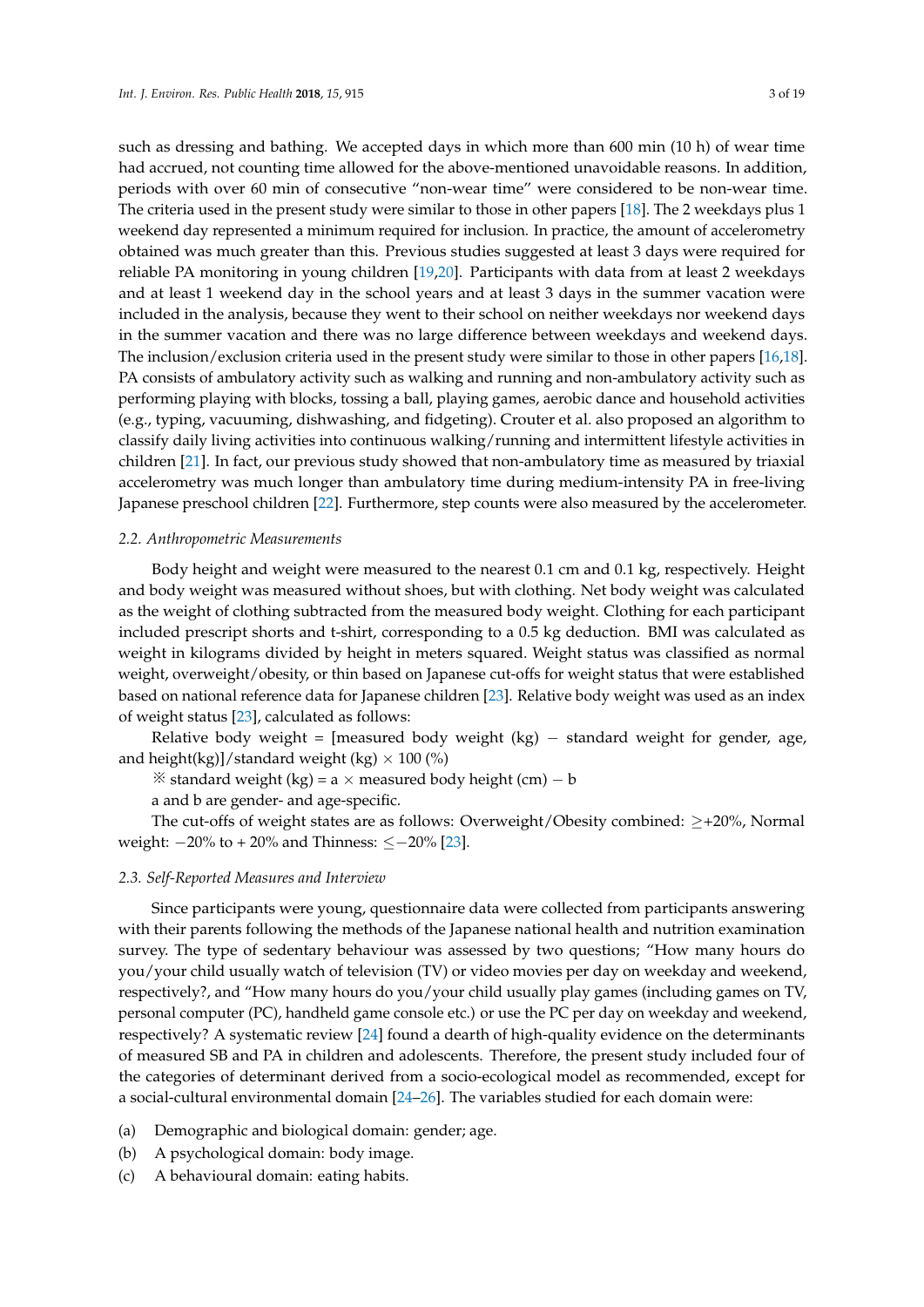such as dressing and bathing. We accepted days in which more than 600 min (10 h) of wear time had accrued, not counting time allowed for the above-mentioned unavoidable reasons. In addition, periods with over 60 min of consecutive "non-wear time" were considered to be non-wear time. The criteria used in the present study were similar to those in other papers [18]. The 2 weekdays plus 1 weekend day represented a minimum required for inclusion. In practice, the amount of accelerometry obtained was much greater than this. Previous studies suggested at least 3 days were required for reliable PA monitoring in young children [19,20]. Participants with data from at least 2 weekdays and at least 1 weekend day in the school years and at least 3 days in the summer vacation were included in the analysis, because they went to their school on neither weekdays nor weekend days in the summer vacation and there was no large difference between weekdays and weekend days. The inclusion/exclusion criteria used in the present study were similar to those in other papers [16,18]. PA consists of ambulatory activity such as walking and running and non-ambulatory activity such as performing playing with blocks, tossing a ball, playing games, aerobic dance and household activities (e.g., typing, vacuuming, dishwashing, and fidgeting). Crouter et al. also proposed an algorithm to classify daily living activities into continuous walking/running and intermittent lifestyle activities in children [21]. In fact, our previous study showed that non-ambulatory time as measured by triaxial accelerometry was much longer than ambulatory time during medium-intensity PA in free-living Japanese preschool children [22]. Furthermore, step counts were also measured by the accelerometer.

### *2.2. Anthropometric Measurements*

Body height and weight were measured to the nearest 0.1 cm and 0.1 kg, respectively. Height and body weight was measured without shoes, but with clothing. Net body weight was calculated as the weight of clothing subtracted from the measured body weight. Clothing for each participant included prescript shorts and t-shirt, corresponding to a 0.5 kg deduction. BMI was calculated as weight in kilograms divided by height in meters squared. Weight status was classified as normal weight, overweight/obesity, or thin based on Japanese cut-offs for weight status that were established based on national reference data for Japanese children [23]. Relative body weight was used as an index of weight status [23], calculated as follows:

Relative body weight = [measured body weight (kg) − standard weight for gender, age, and height(kg)]/standard weight (kg) × 100 (%)

※ standard weight (kg) = a × measured body height (cm) − b

a and b are gender- and age-specific.

The cut-offs of weight states are as follows: Overweight/Obesity combined: ≥+20%, Normal weight: −20% to + 20% and Thinness: ≤−20% [23].

### *2.3. Self-Reported Measures and Interview*

Since participants were young, questionnaire data were collected from participants answering with their parents following the methods of the Japanese national health and nutrition examination survey. The type of sedentary behaviour was assessed by two questions; "How many hours do you/your child usually watch of television (TV) or video movies per day on weekday and weekend, respectively?, and "How many hours do you/your child usually play games (including games on TV, personal computer (PC), handheld game console etc.) or use the PC per day on weekday and weekend, respectively? A systematic review [24] found a dearth of high-quality evidence on the determinants of measured SB and PA in children and adolescents. Therefore, the present study included four of the categories of determinant derived from a socio-ecological model as recommended, except for a social-cultural environmental domain [24–26]. The variables studied for each domain were:

(a) Demographic and biological domain: gender; age.
(b) A psychological domain: body image.
(c) A behavioural domain: eating habits.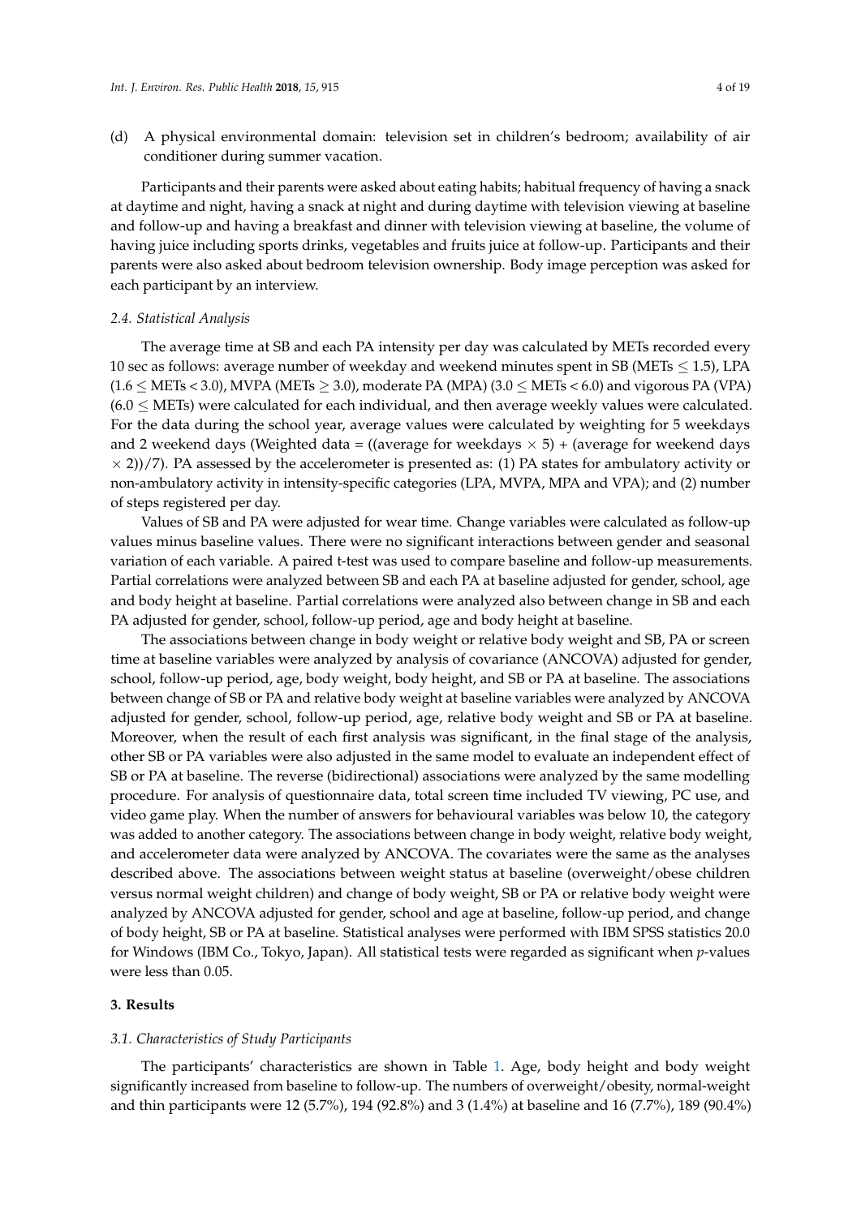(d) A physical environmental domain: television set in children's bedroom; availability of air conditioner during summer vacation.

Participants and their parents were asked about eating habits; habitual frequency of having a snack at daytime and night, having a snack at night and during daytime with television viewing at baseline and follow-up and having a breakfast and dinner with television viewing at baseline, the volume of having juice including sports drinks, vegetables and fruits juice at follow-up. Participants and their parents were also asked about bedroom television ownership. Body image perception was asked for each participant by an interview.

### *2.4. Statistical Analysis*

The average time at SB and each PA intensity per day was calculated by METs recorded every 10 sec as follows: average number of weekday and weekend minutes spent in SB (METs $\leq$ 1.5), LPA (1.6 $\leq$ METs < 3.0), MVPA (METs $\geq$ 3.0), moderate PA (MPA) (3.0 $\leq$ METs < 6.0) and vigorous PA (VPA) (6.0 $\leq$ METs) were calculated for each individual, and then average weekly values were calculated. For the data during the school year, average values were calculated by weighting for 5 weekdays and 2 weekend days (Weighted data = ((average for weekdays $\times$ 5) + (average for weekend days $\times$ 2))/7). PA assessed by the accelerometer is presented as: (1) PA states for ambulatory activity or non-ambulatory activity in intensity-specific categories (LPA, MVPA, MPA and VPA); and (2) number of steps registered per day.

Values of SB and PA were adjusted for wear time. Change variables were calculated as follow-up values minus baseline values. There were no significant interactions between gender and seasonal variation of each variable. A paired t-test was used to compare baseline and follow-up measurements. Partial correlations were analyzed between SB and each PA at baseline adjusted for gender, school, age and body height at baseline. Partial correlations were analyzed also between change in SB and each PA adjusted for gender, school, follow-up period, age and body height at baseline.

The associations between change in body weight or relative body weight and SB, PA or screen time at baseline variables were analyzed by analysis of covariance (ANCOVA) adjusted for gender, school, follow-up period, age, body weight, body height, and SB or PA at baseline. The associations between change of SB or PA and relative body weight at baseline variables were analyzed by ANCOVA adjusted for gender, school, follow-up period, age, relative body weight and SB or PA at baseline. Moreover, when the result of each first analysis was significant, in the final stage of the analysis, other SB or PA variables were also adjusted in the same model to evaluate an independent effect of SB or PA at baseline. The reverse (bidirectional) associations were analyzed by the same modelling procedure. For analysis of questionnaire data, total screen time included TV viewing, PC use, and video game play. When the number of answers for behavioural variables was below 10, the category was added to another category. The associations between change in body weight, relative body weight, and accelerometer data were analyzed by ANCOVA. The covariates were the same as the analyses described above. The associations between weight status at baseline (overweight/obese children versus normal weight children) and change of body weight, SB or PA or relative body weight were analyzed by ANCOVA adjusted for gender, school and age at baseline, follow-up period, and change of body height, SB or PA at baseline. Statistical analyses were performed with IBM SPSS statistics 20.0 for Windows (IBM Co., Tokyo, Japan). All statistical tests were regarded as significant when *p*-values were less than 0.05.

## 3. Results

### *3.1. Characteristics of Study Participants*

The participants' characteristics are shown in Table 1. Age, body height and body weight significantly increased from baseline to follow-up. The numbers of overweight/obesity, normal-weight and thin participants were 12 (5.7%), 194 (92.8%) and 3 (1.4%) at baseline and 16 (7.7%), 189 (90.4%)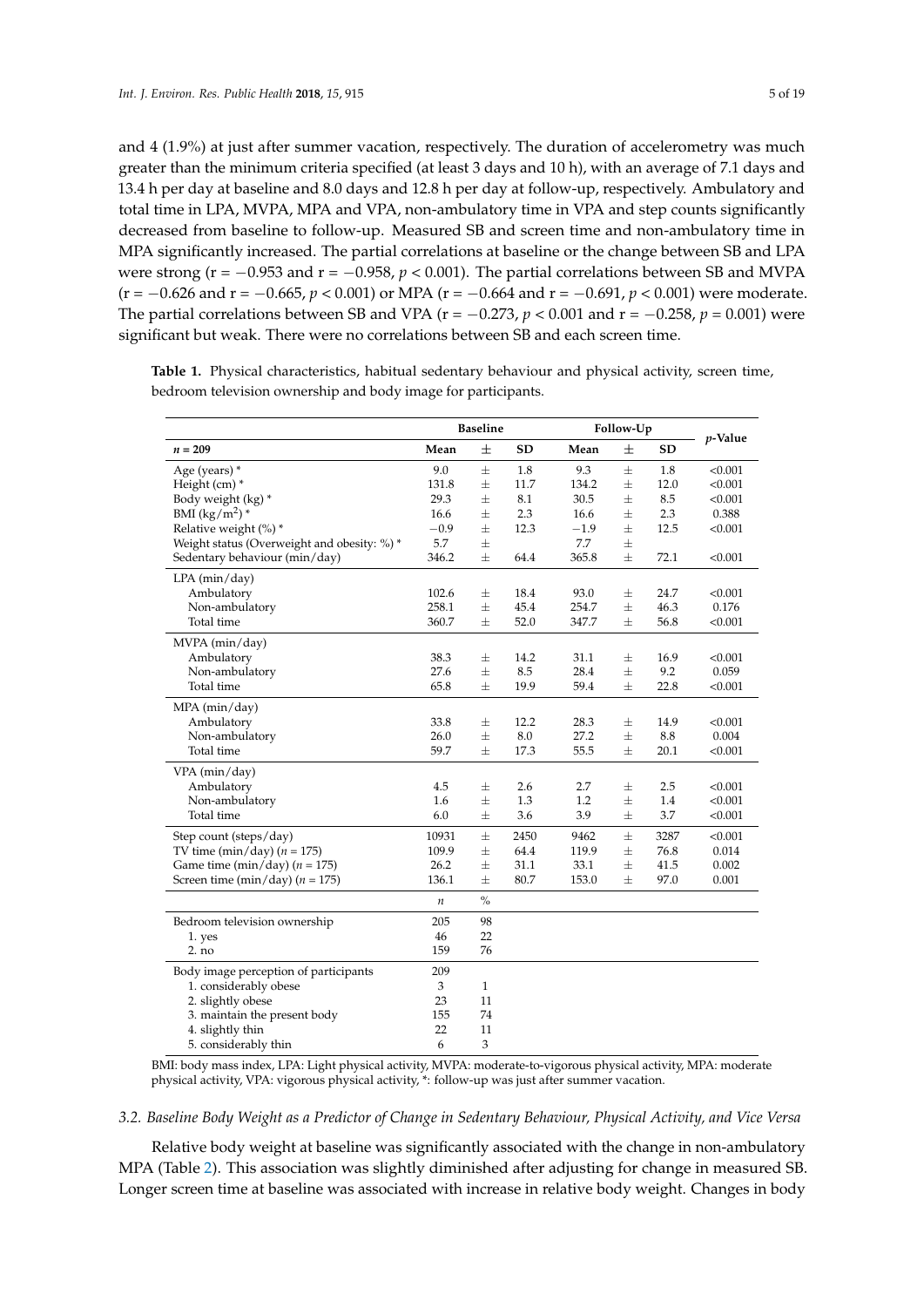and 4 (1.9%) at just after summer vacation, respectively. The duration of accelerometry was much greater than the minimum criteria specified (at least 3 days and 10 h), with an average of 7.1 days and 13.4 h per day at baseline and 8.0 days and 12.8 h per day at follow-up, respectively. Ambulatory and total time in LPA, MVPA, MPA and VPA, non-ambulatory time in VPA and step counts significantly decreased from baseline to follow-up. Measured SB and screen time and non-ambulatory time in MPA significantly increased. The partial correlations at baseline or the change between SB and LPA were strong ($r = -0.953$ and $r = -0.958$, $p < 0.001$). The partial correlations between SB and MVPA ($r = -0.626$ and $r = -0.665$, $p < 0.001$) or MPA ($r = -0.664$ and $r = -0.691$, $p < 0.001$) were moderate. The partial correlations between SB and VPA ($r = -0.273$, $p < 0.001$ and $r = -0.258$, $p = 0.001$) were significant but weak. There were no correlations between SB and each screen time.

**Table 1.** Physical characteristics, habitual sedentary behaviour and physical activity, screen time, bedroom television ownership and body image for participants.

| | Baseline | | | Follow-Up | | | p-Value |
|---|---|---|---|---|---|---|---|
| n = 209 | Mean | ± | SD | Mean | ± | SD | |
| Age (years) * | 9.0 | ± | 1.8 | 9.3 | ± | 1.8 | <0.001 |
| Height (cm) * | 131.8 | ± | 11.7 | 134.2 | ± | 12.0 | <0.001 |
| Body weight (kg) * | 29.3 | ± | 8.1 | 30.5 | ± | 8.5 | <0.001 |
| BMI (kg/m$^2$) * | 16.6 | ± | 2.3 | 16.6 | ± | 2.3 | 0.388 |
| Relative weight (%) * | −0.9 | ± | 12.3 | −1.9 | ± | 12.5 | <0.001 |
| Weight status (Overweight and obesity: %) * | 5.7 | ± | | 7.7 | ± | | |
| Sedentary behaviour (min/day) | 346.2 | ± | 64.4 | 365.8 | ± | 72.1 | <0.001 |
| LPA (min/day) | | | | | | | |
| Ambulatory | 102.6 | ± | 18.4 | 93.0 | ± | 24.7 | <0.001 |
| Non-ambulatory | 258.1 | ± | 45.4 | 254.7 | ± | 46.3 | 0.176 |
| Total time | 360.7 | ± | 52.0 | 347.7 | ± | 56.8 | <0.001 |
| MVPA (min/day) | | | | | | | |
| Ambulatory | 38.3 | ± | 14.2 | 31.1 | ± | 16.9 | <0.001 |
| Non-ambulatory | 27.6 | ± | 8.5 | 28.4 | ± | 9.2 | 0.059 |
| Total time | 65.8 | ± | 19.9 | 59.4 | ± | 22.8 | <0.001 |
| MPA (min/day) | | | | | | | |
| Ambulatory | 33.8 | ± | 12.2 | 28.3 | ± | 14.9 | <0.001 |
| Non-ambulatory | 26.0 | ± | 8.0 | 27.2 | ± | 8.8 | 0.004 |
| Total time | 59.7 | ± | 17.3 | 55.5 | ± | 20.1 | <0.001 |
| VPA (min/day) | | | | | | | |
| Ambulatory | 4.5 | ± | 2.6 | 2.7 | ± | 2.5 | <0.001 |
| Non-ambulatory | 1.6 | ± | 1.3 | 1.2 | ± | 1.4 | <0.001 |
| Total time | 6.0 | ± | 3.6 | 3.9 | ± | 3.7 | <0.001 |
| Step count (steps/day) | 10931 | ± | 2450 | 9462 | ± | 3287 | <0.001 |
| TV time (min/day) (n = 175) | 109.9 | ± | 64.4 | 119.9 | ± | 76.8 | 0.014 |
| Game time (min/day) (n = 175) | 26.2 | ± | 31.1 | 33.1 | ± | 41.5 | 0.002 |
| Screen time (min/day) (n = 175) | 136.1 | ± | 80.7 | 153.0 | ± | 97.0 | 0.001 |
| | n | % | | | | | |
| Bedroom television ownership | 205 | 98 | | | | | |
| 1. yes | 46 | 22 | | | | | |
| 2. no | 159 | 76 | | | | | |
| Body image perception of participants | 209 | | | | | | |
| 1. considerably obese | 3 | 1 | | | | | |
| 2. slightly obese | 23 | 11 | | | | | |
| 3. maintain the present body | 155 | 74 | | | | | |
| 4. slightly thin | 22 | 11 | | | | | |
| 5. considerably thin | 6 | 3 | | | | | |

BMI: body mass index, LPA: Light physical activity, MVPA: moderate-to-vigorous physical activity, MPA: moderate physical activity, VPA: vigorous physical activity, *: follow-up was just after summer vacation.

### 3.2. Baseline Body Weight as a Predictor of Change in Sedentary Behaviour, Physical Activity, and Vice Versa

Relative body weight at baseline was significantly associated with the change in non-ambulatory MPA (Table 2). This association was slightly diminished after adjusting for change in measured SB. Longer screen time at baseline was associated with increase in relative body weight. Changes in body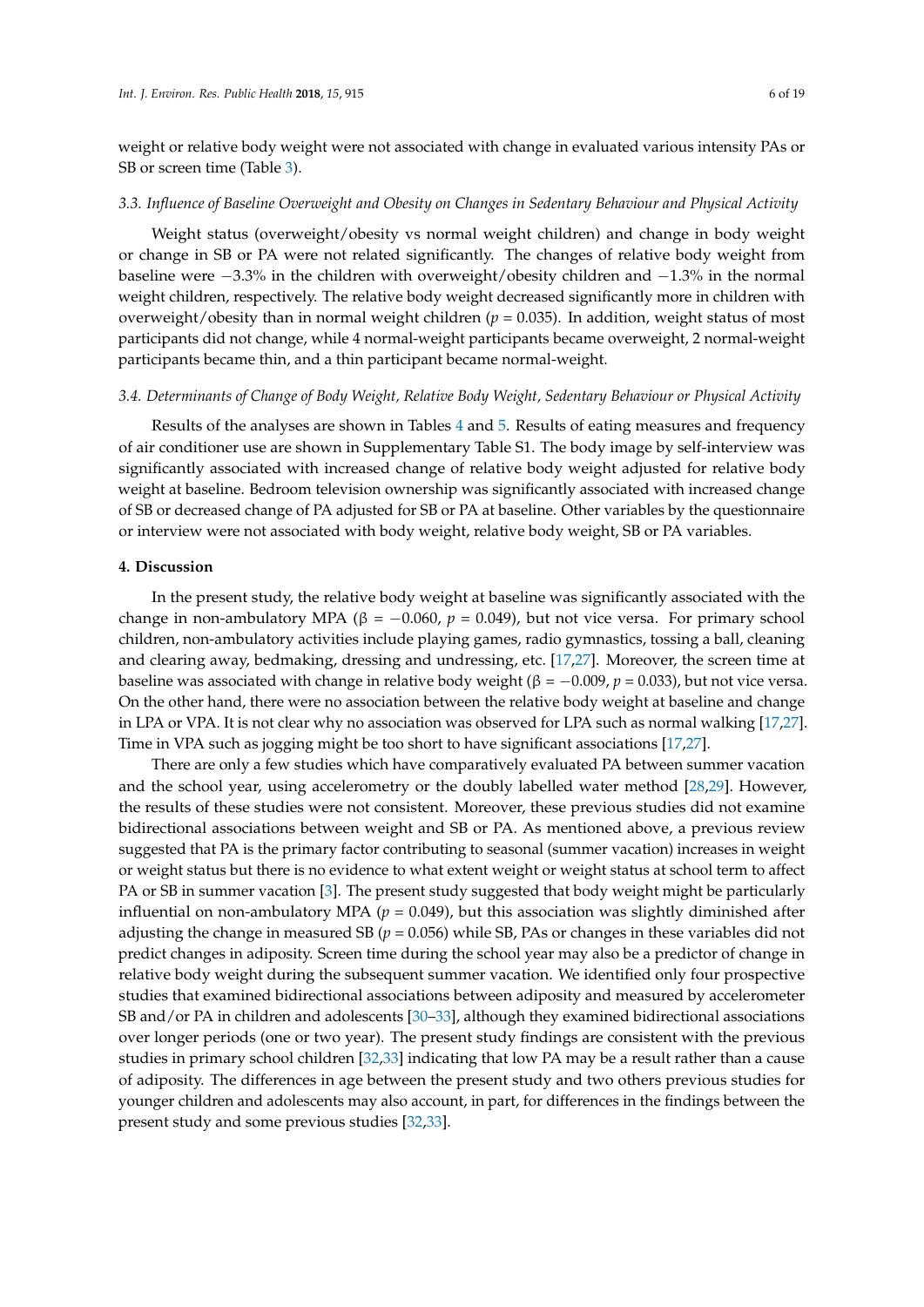weight or relative body weight were not associated with change in evaluated various intensity PAs or SB or screen time (Table 3).

### *3.3. Influence of Baseline Overweight and Obesity on Changes in Sedentary Behaviour and Physical Activity*

Weight status (overweight/obesity vs normal weight children) and change in body weight or change in SB or PA were not related significantly. The changes of relative body weight from baseline were −3.3% in the children with overweight/obesity children and −1.3% in the normal weight children, respectively. The relative body weight decreased significantly more in children with overweight/obesity than in normal weight children ($p = 0.035$). In addition, weight status of most participants did not change, while 4 normal-weight participants became overweight, 2 normal-weight participants became thin, and a thin participant became normal-weight.

### *3.4. Determinants of Change of Body Weight, Relative Body Weight, Sedentary Behaviour or Physical Activity*

Results of the analyses are shown in Tables 4 and 5. Results of eating measures and frequency of air conditioner use are shown in Supplementary Table S1. The body image by self-interview was significantly associated with increased change of relative body weight adjusted for relative body weight at baseline. Bedroom television ownership was significantly associated with increased change of SB or decreased change of PA adjusted for SB or PA at baseline. Other variables by the questionnaire or interview were not associated with body weight, relative body weight, SB or PA variables.

## **4. Discussion**

In the present study, the relative body weight at baseline was significantly associated with the change in non-ambulatory MPA ($\beta = -0.060$, $p = 0.049$), but not vice versa. For primary school children, non-ambulatory activities include playing games, radio gymnastics, tossing a ball, cleaning and clearing away, bedmaking, dressing and undressing, etc. [17,27]. Moreover, the screen time at baseline was associated with change in relative body weight ($\beta = -0.009$, $p = 0.033$), but not vice versa. On the other hand, there were no association between the relative body weight at baseline and change in LPA or VPA. It is not clear why no association was observed for LPA such as normal walking [17,27]. Time in VPA such as jogging might be too short to have significant associations [17,27].

There are only a few studies which have comparatively evaluated PA between summer vacation and the school year, using accelerometry or the doubly labelled water method [28,29]. However, the results of these studies were not consistent. Moreover, these previous studies did not examine bidirectional associations between weight and SB or PA. As mentioned above, a previous review suggested that PA is the primary factor contributing to seasonal (summer vacation) increases in weight or weight status but there is no evidence to what extent weight or weight status at school term to affect PA or SB in summer vacation [3]. The present study suggested that body weight might be particularly influential on non-ambulatory MPA ($p = 0.049$), but this association was slightly diminished after adjusting the change in measured SB ($p = 0.056$) while SB, PAs or changes in these variables did not predict changes in adiposity. Screen time during the school year may also be a predictor of change in relative body weight during the subsequent summer vacation. We identified only four prospective studies that examined bidirectional associations between adiposity and measured by accelerometer SB and/or PA in children and adolescents [30–33], although they examined bidirectional associations over longer periods (one or two year). The present study findings are consistent with the previous studies in primary school children [32,33] indicating that low PA may be a result rather than a cause of adiposity. The differences in age between the present study and two others previous studies for younger children and adolescents may also account, in part, for differences in the findings between the present study and some previous studies [32,33].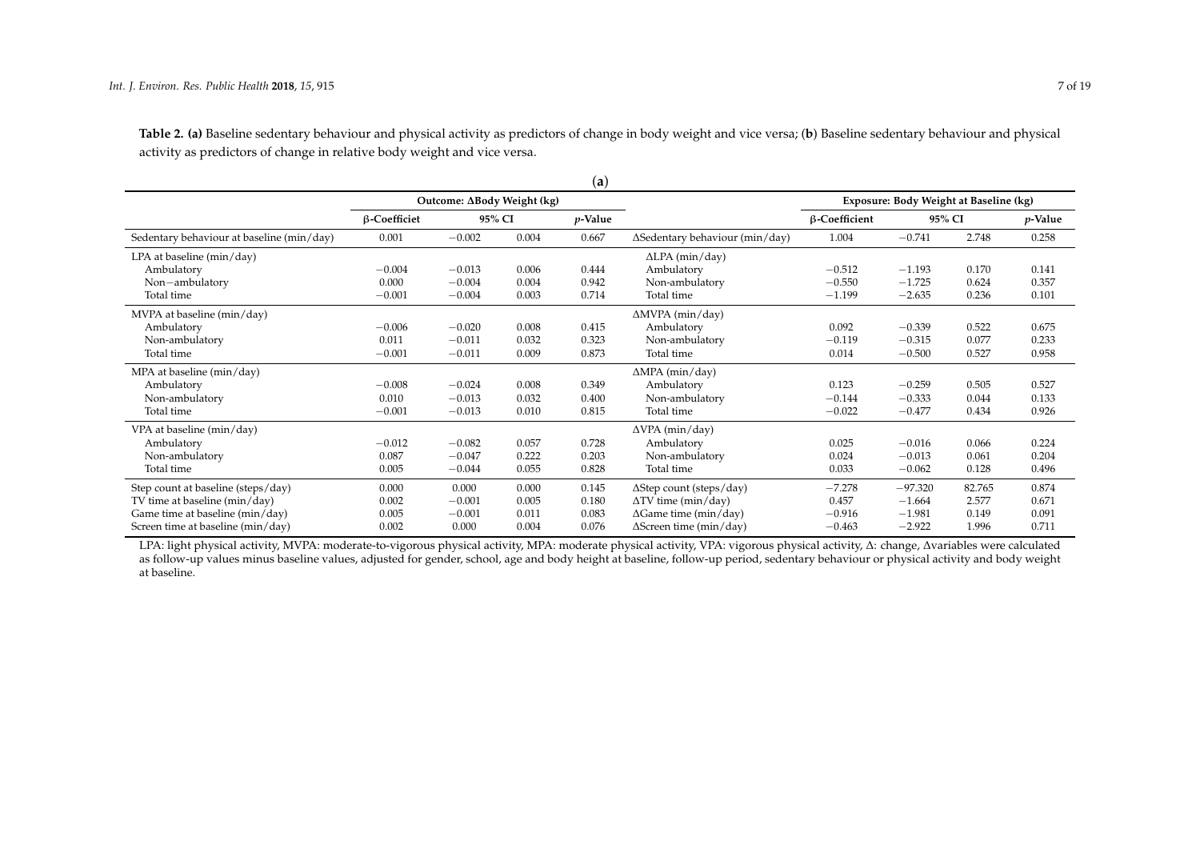**Table 2. (a)** Baseline sedentary behaviour and physical activity as predictors of change in body weight and vice versa; (**b**) Baseline sedentary behaviour and physical activity as predictors of change in relative body weight and vice versa.

(**a**)

| | Outcome: ΔBody Weight (kg) | | | | | Exposure: Body Weight at Baseline (kg) | | | |
|---|---|---|---|---|---|---|---|---|---|
| | β-Coefficiet | 95% CI | | *p*-Value | | β-Coefficient | 95% CI | | *p*-Value |
| Sedentary behaviour at baseline (min/day) | 0.001 | −0.002 | 0.004 | 0.667 | ΔSedentary behaviour (min/day) | 1.004 | −0.741 | 2.748 | 0.258 |
| LPA at baseline (min/day) | | | | | ΔLPA (min/day) | | | | |
| Ambulatory | −0.004 | −0.013 | 0.006 | 0.444 | Ambulatory | −0.512 | −1.193 | 0.170 | 0.141 |
| Non−ambulatory | 0.000 | −0.004 | 0.004 | 0.942 | Non-ambulatory | −0.550 | −1.725 | 0.624 | 0.357 |
| Total time | −0.001 | −0.004 | 0.003 | 0.714 | Total time | −1.199 | −2.635 | 0.236 | 0.101 |
| MVPA at baseline (min/day) | | | | | ΔMVPA (min/day) | | | | |
| Ambulatory | −0.006 | −0.020 | 0.008 | 0.415 | Ambulatory | 0.092 | −0.339 | 0.522 | 0.675 |
| Non-ambulatory | 0.011 | −0.011 | 0.032 | 0.323 | Non-ambulatory | −0.119 | −0.315 | 0.077 | 0.233 |
| Total time | −0.001 | −0.011 | 0.009 | 0.873 | Total time | 0.014 | −0.500 | 0.527 | 0.958 |
| MPA at baseline (min/day) | | | | | ΔMPA (min/day) | | | | |
| Ambulatory | −0.008 | −0.024 | 0.008 | 0.349 | Ambulatory | 0.123 | −0.259 | 0.505 | 0.527 |
| Non-ambulatory | 0.010 | −0.013 | 0.032 | 0.400 | Non-ambulatory | −0.144 | −0.333 | 0.044 | 0.133 |
| Total time | −0.001 | −0.013 | 0.010 | 0.815 | Total time | −0.022 | −0.477 | 0.434 | 0.926 |
| VPA at baseline (min/day) | | | | | ΔVPA (min/day) | | | | |
| Ambulatory | −0.012 | −0.082 | 0.057 | 0.728 | Ambulatory | 0.025 | −0.016 | 0.066 | 0.224 |
| Non-ambulatory | 0.087 | −0.047 | 0.222 | 0.203 | Non-ambulatory | 0.024 | −0.013 | 0.061 | 0.204 |
| Total time | 0.005 | −0.044 | 0.055 | 0.828 | Total time | 0.033 | −0.062 | 0.128 | 0.496 |
| Step count at baseline (steps/day) | 0.000 | 0.000 | 0.000 | 0.145 | ΔStep count (steps/day) | −7.278 | −97.320 | 82.765 | 0.874 |
| TV time at baseline (min/day) | 0.002 | −0.001 | 0.005 | 0.180 | ΔTV time (min/day) | 0.457 | −1.664 | 2.577 | 0.671 |
| Game time at baseline (min/day) | 0.005 | −0.001 | 0.011 | 0.083 | ΔGame time (min/day) | −0.916 | −1.981 | 0.149 | 0.091 |
| Screen time at baseline (min/day) | 0.002 | 0.000 | 0.004 | 0.076 | ΔScreen time (min/day) | −0.463 | −2.922 | 1.996 | 0.711 |

LPA: light physical activity, MVPA: moderate-to-vigorous physical activity, MPA: moderate physical activity, VPA: vigorous physical activity, Δ: change, Δvariables were calculated as follow-up values minus baseline values, adjusted for gender, school, age and body height at baseline, follow-up period, sedentary behaviour or physical activity and body weight at baseline.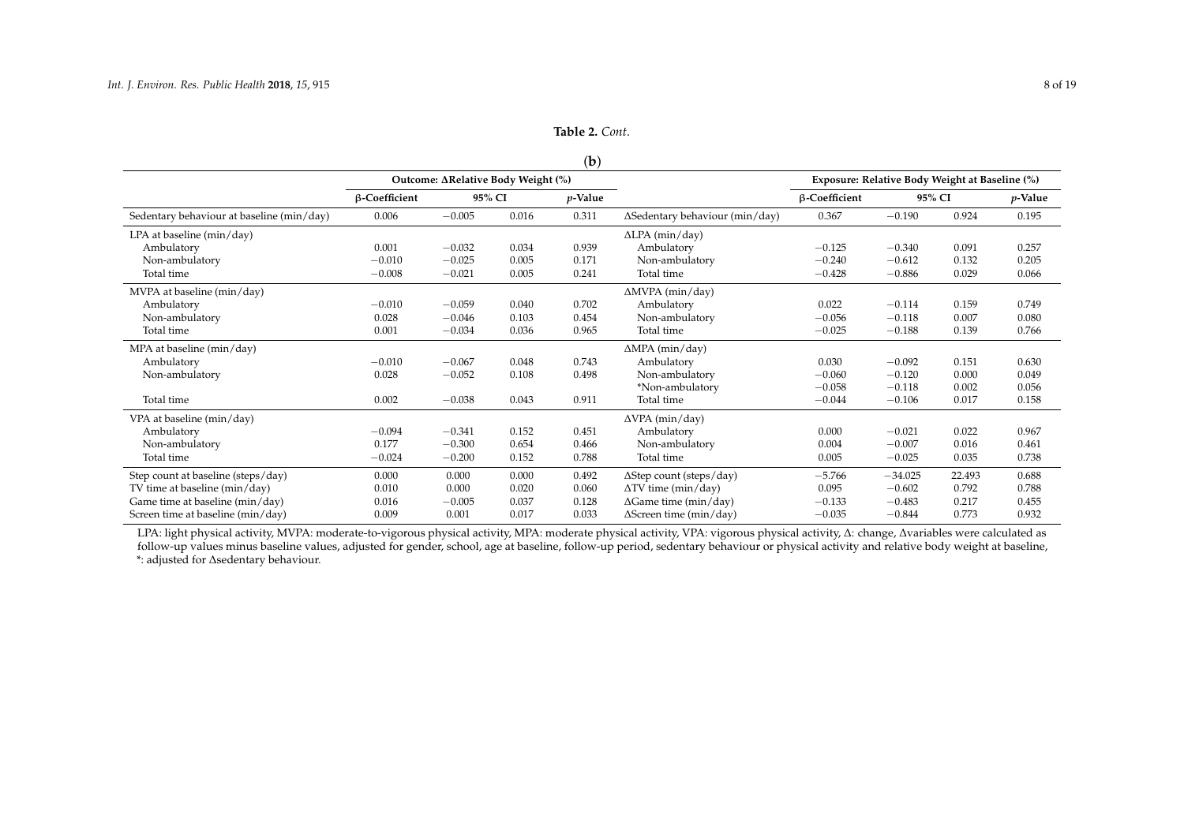**Table 2.** *Cont.*

(**b**)

| | Outcome: ΔRelative Body Weight (%) | | | | | Exposure: Relative Body Weight at Baseline (%) | | | |
|---|---|---|---|---|---|---|---|---|---|
| | β-Coefficient | 95% CI | | *p*-Value | | β-Coefficient | 95% CI | | *p*-Value |
| Sedentary behaviour at baseline (min/day) | 0.006 | −0.005 | 0.016 | 0.311 | ΔSedentary behaviour (min/day) | 0.367 | −0.190 | 0.924 | 0.195 |
| LPA at baseline (min/day) | | | | | ΔLPA (min/day) | | | | |
| Ambulatory | 0.001 | −0.032 | 0.034 | 0.939 | Ambulatory | −0.125 | −0.340 | 0.091 | 0.257 |
| Non-ambulatory | −0.010 | −0.025 | 0.005 | 0.171 | Non-ambulatory | −0.240 | −0.612 | 0.132 | 0.205 |
| Total time | −0.008 | −0.021 | 0.005 | 0.241 | Total time | −0.428 | −0.886 | 0.029 | 0.066 |
| MVPA at baseline (min/day) | | | | | ΔMVPA (min/day) | | | | |
| Ambulatory | −0.010 | −0.059 | 0.040 | 0.702 | Ambulatory | 0.022 | −0.114 | 0.159 | 0.749 |
| Non-ambulatory | 0.028 | −0.046 | 0.103 | 0.454 | Non-ambulatory | −0.056 | −0.118 | 0.007 | 0.080 |
| Total time | 0.001 | −0.034 | 0.036 | 0.965 | Total time | −0.025 | −0.188 | 0.139 | 0.766 |
| MPA at baseline (min/day) | | | | | ΔMPA (min/day) | | | | |
| Ambulatory | −0.010 | −0.067 | 0.048 | 0.743 | Ambulatory | 0.030 | −0.092 | 0.151 | 0.630 |
| Non-ambulatory | 0.028 | −0.052 | 0.108 | 0.498 | Non-ambulatory | −0.060 | −0.120 | 0.000 | 0.049 |
| | | | | | *Non-ambulatory | −0.058 | −0.118 | 0.002 | 0.056 |
| Total time | 0.002 | −0.038 | 0.043 | 0.911 | Total time | −0.044 | −0.106 | 0.017 | 0.158 |
| VPA at baseline (min/day) | | | | | ΔVPA (min/day) | | | | |
| Ambulatory | −0.094 | −0.341 | 0.152 | 0.451 | Ambulatory | 0.000 | −0.021 | 0.022 | 0.967 |
| Non-ambulatory | 0.177 | −0.300 | 0.654 | 0.466 | Non-ambulatory | 0.004 | −0.007 | 0.016 | 0.461 |
| Total time | −0.024 | −0.200 | 0.152 | 0.788 | Total time | 0.005 | −0.025 | 0.035 | 0.738 |
| Step count at baseline (steps/day) | 0.000 | 0.000 | 0.000 | 0.492 | ΔStep count (steps/day) | −5.766 | −34.025 | 22.493 | 0.688 |
| TV time at baseline (min/day) | 0.010 | 0.000 | 0.020 | 0.060 | ΔTV time (min/day) | 0.095 | −0.602 | 0.792 | 0.788 |
| Game time at baseline (min/day) | 0.016 | −0.005 | 0.037 | 0.128 | ΔGame time (min/day) | −0.133 | −0.483 | 0.217 | 0.455 |
| Screen time at baseline (min/day) | 0.009 | 0.001 | 0.017 | 0.033 | ΔScreen time (min/day) | −0.035 | −0.844 | 0.773 | 0.932 |

LPA: light physical activity, MVPA: moderate-to-vigorous physical activity, MPA: moderate physical activity, VPA: vigorous physical activity, Δ: change, Δvariables were calculated as follow-up values minus baseline values, adjusted for gender, school, age at baseline, follow-up period, sedentary behaviour or physical activity and relative body weight at baseline, *: adjusted for Δsedentary behaviour.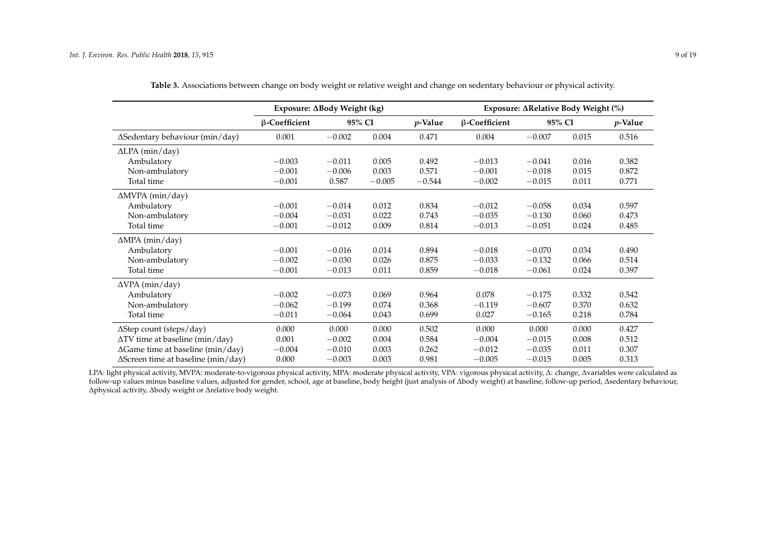**Table 3.** Associations between change on body weight or relative weight and change on sedentary behaviour or physical activity.

| | Exposure: ΔBody Weight (kg) | | | | Exposure: ΔRelative Body Weight (%) | | | |
|---|---|---|---|---|---|---|---|---|
| | β-Coefficient | 95% CI | | p-Value | β-Coefficient | 95% CI | | p-Value |
| ΔSedentary behaviour (min/day) | 0.001 | −0.002 | 0.004 | 0.471 | 0.004 | −0.007 | 0.015 | 0.516 |
| ΔLPA (min/day) | | | | | | | | |
| Ambulatory | −0.003 | −0.011 | 0.005 | 0.492 | −0.013 | −0.041 | 0.016 | 0.382 |
| Non-ambulatory | −0.001 | −0.006 | 0.003 | 0.571 | −0.001 | −0.018 | 0.015 | 0.872 |
| Total time | −0.001 | 0.587 | −0.005 | −0.544 | −0.002 | −0.015 | 0.011 | 0.771 |
| ΔMVPA (min/day) | | | | | | | | |
| Ambulatory | −0.001 | −0.014 | 0.012 | 0.834 | −0.012 | −0.058 | 0.034 | 0.597 |
| Non-ambulatory | −0.004 | −0.031 | 0.022 | 0.743 | −0.035 | −0.130 | 0.060 | 0.473 |
| Total time | −0.001 | −0.012 | 0.009 | 0.814 | −0.013 | −0.051 | 0.024 | 0.485 |
| ΔMPA (min/day) | | | | | | | | |
| Ambulatory | −0.001 | −0.016 | 0.014 | 0.894 | −0.018 | −0.070 | 0.034 | 0.490 |
| Non-ambulatory | −0.002 | −0.030 | 0.026 | 0.875 | −0.033 | −0.132 | 0.066 | 0.514 |
| Total time | −0.001 | −0.013 | 0.011 | 0.859 | −0.018 | −0.061 | 0.024 | 0.397 |
| ΔVPA (min/day) | | | | | | | | |
| Ambulatory | −0.002 | −0.073 | 0.069 | 0.964 | 0.078 | −0.175 | 0.332 | 0.542 |
| Non-ambulatory | −0.062 | −0.199 | 0.074 | 0.368 | −0.119 | −0.607 | 0.370 | 0.632 |
| Total time | −0.011 | −0.064 | 0.043 | 0.699 | 0.027 | −0.165 | 0.218 | 0.784 |
| ΔStep count (steps/day) | 0.000 | 0.000 | 0.000 | 0.502 | 0.000 | 0.000 | 0.000 | 0.427 |
| ΔTV time at baseline (min/day) | 0.001 | −0.002 | 0.004 | 0.584 | −0.004 | −0.015 | 0.008 | 0.512 |
| ΔGame time at baseline (min/day) | −0.004 | −0.010 | 0.003 | 0.262 | −0.012 | −0.035 | 0.011 | 0.307 |
| ΔScreen time at baseline (min/day) | 0.000 | −0.003 | 0.003 | 0.981 | −0.005 | −0.015 | 0.005 | 0.313 |

LPA: light physical activity, MVPA: moderate-to-vigorous physical activity, MPA: moderate physical activity, VPA: vigorous physical activity, Δ: change, Δvariables were calculated as follow-up values minus baseline values, adjusted for gender, school, age at baseline, body height (just analysis of Δbody weight) at baseline, follow-up period, Δsedentary behaviour, Δphysical activity, Δbody weight or Δrelative body weight.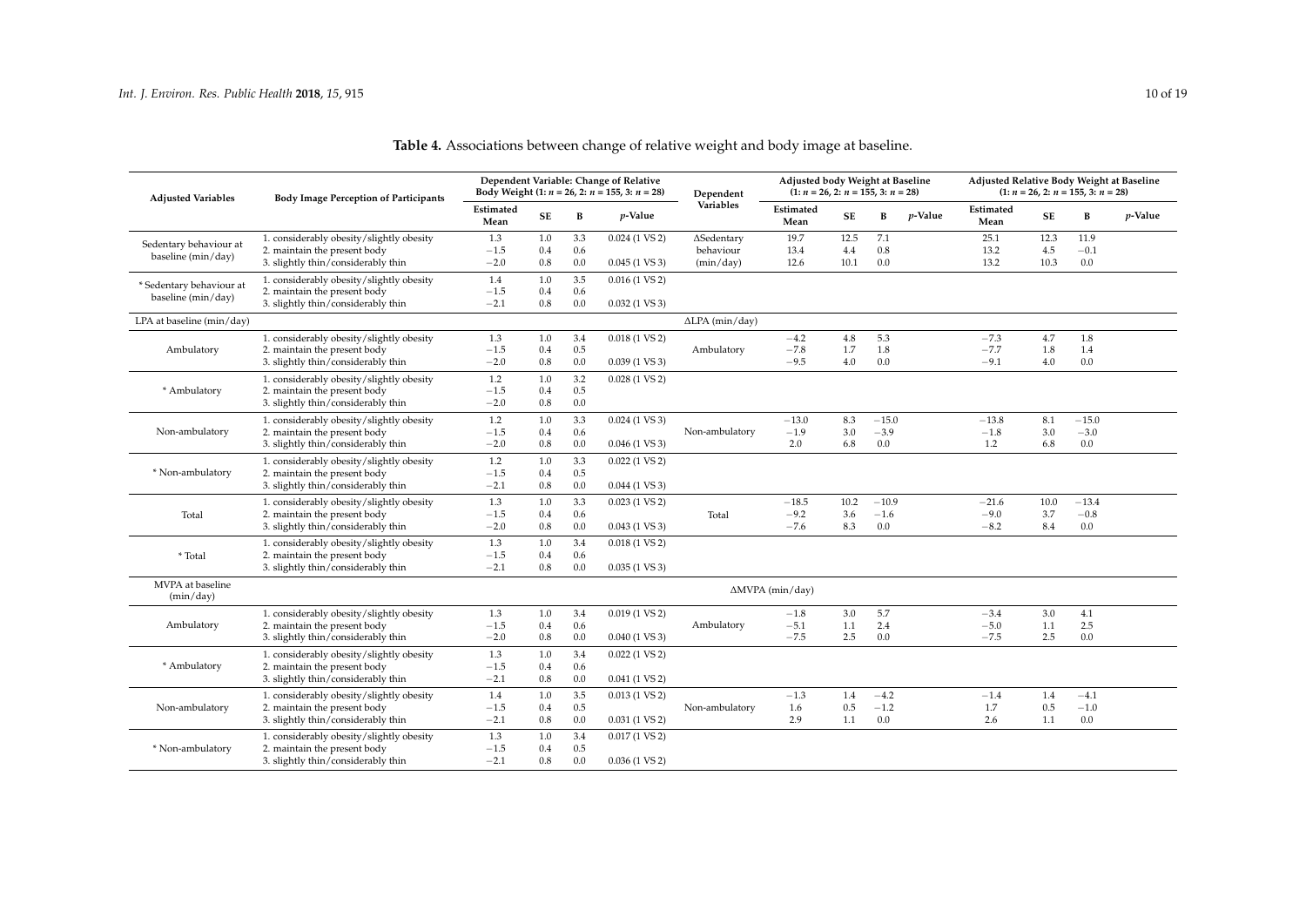**Table 4.** Associations between change of relative weight and body image at baseline.

| Adjusted Variables | Body Image Perception of Participants | Dependent Variable: Change of Relative Body Weight (1: $n$ = 26, 2: $n$ = 155, 3: $n$ = 28) | | | | Dependent Variables | Adjusted body Weight at Baseline (1: $n$ = 26, 2: $n$ = 155, 3: $n$ = 28) | | | | Adjusted Relative Body Weight at Baseline (1: $n$ = 26, 2: $n$ = 155, 3: $n$ = 28) | | | |
|---|---|---|---|---|---|---|---|---|---|---|---|---|---|---|
| | | Estimated Mean | SE | B | $p$-Value | | Estimated Mean | SE | B | $p$-Value | Estimated Mean | SE | B | $p$-Value |
| Sedentary behaviour at baseline (min/day) | 1. considerably obesity/slightly obesity | 1.3 | 1.0 | 3.3 | 0.024 (1 VS 2) | ΔSedentary behaviour (min/day) | 19.7 | 12.5 | 7.1 | | 25.1 | 12.3 | 11.9 | |
| | 2. maintain the present body | −1.5 | 0.4 | 0.6 | | | 13.4 | 4.4 | 0.8 | | 13.2 | 4.5 | −0.1 | |
| | 3. slightly thin/considerably thin | −2.0 | 0.8 | 0.0 | 0.045 (1 VS 3) | | 12.6 | 10.1 | 0.0 | | 13.2 | 10.3 | 0.0 | |
| * Sedentary behaviour at baseline (min/day) | 1. considerably obesity/slightly obesity | 1.4 | 1.0 | 3.5 | 0.016 (1 VS 2) | | | | | | | | | |
| | 2. maintain the present body | −1.5 | 0.4 | 0.6 | | | | | | | | | | |
| | 3. slightly thin/considerably thin | −2.1 | 0.8 | 0.0 | 0.032 (1 VS 3) | | | | | | | | | |
| LPA at baseline (min/day) | | | | | | ΔLPA (min/day) | | | | | | | | |
| Ambulatory | 1. considerably obesity/slightly obesity | 1.3 | 1.0 | 3.4 | 0.018 (1 VS 2) | Ambulatory | −4.2 | 4.8 | 5.3 | | −7.3 | 4.7 | 1.8 | |
| | 2. maintain the present body | −1.5 | 0.4 | 0.5 | | | −7.8 | 1.7 | 1.8 | | −7.7 | 1.8 | 1.4 | |
| | 3. slightly thin/considerably thin | −2.0 | 0.8 | 0.0 | 0.039 (1 VS 3) | | −9.5 | 4.0 | 0.0 | | −9.1 | 4.0 | 0.0 | |
| * Ambulatory | 1. considerably obesity/slightly obesity | 1.2 | 1.0 | 3.2 | 0.028 (1 VS 2) | | | | | | | | | |
| | 2. maintain the present body | −1.5 | 0.4 | 0.5 | | | | | | | | | | |
| | 3. slightly thin/considerably thin | −2.0 | 0.8 | 0.0 | | | | | | | | | | |
| Non-ambulatory | 1. considerably obesity/slightly obesity | 1.2 | 1.0 | 3.3 | 0.024 (1 VS 3) | Non-ambulatory | −13.0 | 8.3 | −15.0 | | −13.8 | 8.1 | −15.0 | |
| | 2. maintain the present body | −1.5 | 0.4 | 0.6 | | | −1.9 | 3.0 | −3.9 | | −1.8 | 3.0 | −3.0 | |
| | 3. slightly thin/considerably thin | −2.0 | 0.8 | 0.0 | 0.046 (1 VS 3) | | 2.0 | 6.8 | 0.0 | | 1.2 | 6.8 | 0.0 | |
| * Non-ambulatory | 1. considerably obesity/slightly obesity | 1.2 | 1.0 | 3.3 | 0.022 (1 VS 2) | | | | | | | | | |
| | 2. maintain the present body | −1.5 | 0.4 | 0.5 | | | | | | | | | | |
| | 3. slightly thin/considerably thin | −2.1 | 0.8 | 0.0 | 0.044 (1 VS 3) | | | | | | | | | |
| Total | 1. considerably obesity/slightly obesity | 1.3 | 1.0 | 3.3 | 0.023 (1 VS 2) | Total | −18.5 | 10.2 | −10.9 | | −21.6 | 10.0 | −13.4 | |
| | 2. maintain the present body | −1.5 | 0.4 | 0.6 | | | −9.2 | 3.6 | −1.6 | | −9.0 | 3.7 | −0.8 | |
| | 3. slightly thin/considerably thin | −2.0 | 0.8 | 0.0 | 0.043 (1 VS 3) | | −7.6 | 8.3 | 0.0 | | −8.2 | 8.4 | 0.0 | |
| * Total | 1. considerably obesity/slightly obesity | 1.3 | 1.0 | 3.4 | 0.018 (1 VS 2) | | | | | | | | | |
| | 2. maintain the present body | −1.5 | 0.4 | 0.6 | | | | | | | | | | |
| | 3. slightly thin/considerably thin | −2.1 | 0.8 | 0.0 | 0.035 (1 VS 3) | | | | | | | | | |
| MVPA at baseline (min/day) | | | | | | ΔMVPA (min/day) | | | | | | | | |
| Ambulatory | 1. considerably obesity/slightly obesity | 1.3 | 1.0 | 3.4 | 0.019 (1 VS 2) | Ambulatory | −1.8 | 3.0 | 5.7 | | −3.4 | 3.0 | 4.1 | |
| | 2. maintain the present body | −1.5 | 0.4 | 0.6 | | | −5.1 | 1.1 | 2.4 | | −5.0 | 1.1 | 2.5 | |
| | 3. slightly thin/considerably thin | −2.0 | 0.8 | 0.0 | 0.040 (1 VS 3) | | −7.5 | 2.5 | 0.0 | | −7.5 | 2.5 | 0.0 | |
| * Ambulatory | 1. considerably obesity/slightly obesity | 1.3 | 1.0 | 3.4 | 0.022 (1 VS 2) | | | | | | | | | |
| | 2. maintain the present body | −1.5 | 0.4 | 0.6 | | | | | | | | | | |
| | 3. slightly thin/considerably thin | −2.1 | 0.8 | 0.0 | 0.041 (1 VS 2) | | | | | | | | | |
| Non-ambulatory | 1. considerably obesity/slightly obesity | 1.4 | 1.0 | 3.5 | 0.013 (1 VS 2) | Non-ambulatory | −1.3 | 1.4 | −4.2 | | −1.4 | 1.4 | −4.1 | |
| | 2. maintain the present body | −1.5 | 0.4 | 0.5 | | | 1.6 | 0.5 | −1.2 | | 1.7 | 0.5 | −1.0 | |
| | 3. slightly thin/considerably thin | −2.1 | 0.8 | 0.0 | 0.031 (1 VS 2) | | 2.9 | 1.1 | 0.0 | | 2.6 | 1.1 | 0.0 | |
| * Non-ambulatory | 1. considerably obesity/slightly obesity | 1.3 | 1.0 | 3.4 | 0.017 (1 VS 2) | | | | | | | | | |
| | 2. maintain the present body | −1.5 | 0.4 | 0.5 | | | | | | | | | | |
| | 3. slightly thin/considerably thin | −2.1 | 0.8 | 0.0 | 0.036 (1 VS 2) | | | | | | | | | |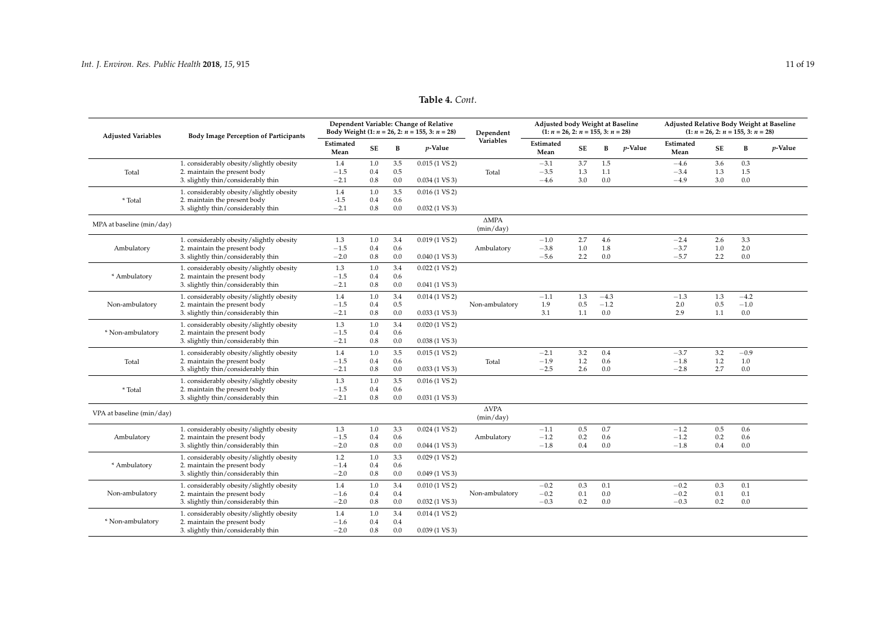**Table 4.** *Cont.*

| Adjusted Variables | Body Image Perception of Participants | Dependent Variable: Change of Relative Body Weight (1: $n$ = 26, 2: $n$ = 155, 3: $n$ = 28) | | | | Dependent Variables | Adjusted body Weight at Baseline (1: $n$ = 26, 2: $n$ = 155, 3: $n$ = 28) | | | | Adjusted Relative Body Weight at Baseline (1: $n$ = 26, 2: $n$ = 155, 3: $n$ = 28) | | | |
|---|---|---|---|---|---|---|---|---|---|---|---|---|---|---|
| | | Estimated Mean | SE | B | $p$-Value | | Estimated Mean | SE | B | $p$-Value | Estimated Mean | SE | B | $p$-Value |
| Total | 1. considerably obesity/slightly obesity | 1.4 | 1.0 | 3.5 | 0.015 (1 VS 2) | Total | −3.1 | 3.7 | 1.5 | | −4.6 | 3.6 | 0.3 | |
| | 2. maintain the present body | −1.5 | 0.4 | 0.5 | | | −3.5 | 1.3 | 1.1 | | −3.4 | 1.3 | 1.5 | |
| | 3. slightly thin/considerably thin | −2.1 | 0.8 | 0.0 | 0.034 (1 VS 3) | | −4.6 | 3.0 | 0.0 | | −4.9 | 3.0 | 0.0 | |
| * Total | 1. considerably obesity/slightly obesity | 1.4 | 1.0 | 3.5 | 0.016 (1 VS 2) | | | | | | | | | |
| | 2. maintain the present body | -1.5 | 0.4 | 0.6 | | | | | | | | | | |
| | 3. slightly thin/considerably thin | −2.1 | 0.8 | 0.0 | 0.032 (1 VS 3) | | | | | | | | | |
| MPA at baseline (min/day) | | | | | | ΔMPA (min/day) | | | | | | | | |
| Ambulatory | 1. considerably obesity/slightly obesity | 1.3 | 1.0 | 3.4 | 0.019 (1 VS 2) | Ambulatory | −1.0 | 2.7 | 4.6 | | −2.4 | 2.6 | 3.3 | |
| | 2. maintain the present body | −1.5 | 0.4 | 0.6 | | | −3.8 | 1.0 | 1.8 | | −3.7 | 1.0 | 2.0 | |
| | 3. slightly thin/considerably thin | −2.0 | 0.8 | 0.0 | 0.040 (1 VS 3) | | −5.6 | 2.2 | 0.0 | | −5.7 | 2.2 | 0.0 | |
| * Ambulatory | 1. considerably obesity/slightly obesity | 1.3 | 1.0 | 3.4 | 0.022 (1 VS 2) | | | | | | | | | |
| | 2. maintain the present body | −1.5 | 0.4 | 0.6 | | | | | | | | | | |
| | 3. slightly thin/considerably thin | −2.1 | 0.8 | 0.0 | 0.041 (1 VS 3) | | | | | | | | | |
| Non-ambulatory | 1. considerably obesity/slightly obesity | 1.4 | 1.0 | 3.4 | 0.014 (1 VS 2) | Non-ambulatory | −1.1 | 1.3 | −4.3 | | −1.3 | 1.3 | −4.2 | |
| | 2. maintain the present body | −1.5 | 0.4 | 0.5 | | | 1.9 | 0.5 | −1.2 | | 2.0 | 0.5 | −1.0 | |
| | 3. slightly thin/considerably thin | −2.1 | 0.8 | 0.0 | 0.033 (1 VS 3) | | 3.1 | 1.1 | 0.0 | | 2.9 | 1.1 | 0.0 | |
| * Non-ambulatory | 1. considerably obesity/slightly obesity | 1.3 | 1.0 | 3.4 | 0.020 (1 VS 2) | | | | | | | | | |
| | 2. maintain the present body | −1.5 | 0.4 | 0.6 | | | | | | | | | | |
| | 3. slightly thin/considerably thin | −2.1 | 0.8 | 0.0 | 0.038 (1 VS 3) | | | | | | | | | |
| Total | 1. considerably obesity/slightly obesity | 1.4 | 1.0 | 3.5 | 0.015 (1 VS 2) | Total | −2.1 | 3.2 | 0.4 | | −3.7 | 3.2 | −0.9 | |
| | 2. maintain the present body | −1.5 | 0.4 | 0.6 | | | −1.9 | 1.2 | 0.6 | | −1.8 | 1.2 | 1.0 | |
| | 3. slightly thin/considerably thin | −2.1 | 0.8 | 0.0 | 0.033 (1 VS 3) | | −2.5 | 2.6 | 0.0 | | −2.8 | 2.7 | 0.0 | |
| * Total | 1. considerably obesity/slightly obesity | 1.3 | 1.0 | 3.5 | 0.016 (1 VS 2) | | | | | | | | | |
| | 2. maintain the present body | −1.5 | 0.4 | 0.6 | | | | | | | | | | |
| | 3. slightly thin/considerably thin | −2.1 | 0.8 | 0.0 | 0.031 (1 VS 3) | | | | | | | | | |
| VPA at baseline (min/day) | | | | | | ΔVPA (min/day) | | | | | | | | |
| Ambulatory | 1. considerably obesity/slightly obesity | 1.3 | 1.0 | 3.3 | 0.024 (1 VS 2) | Ambulatory | −1.1 | 0.5 | 0.7 | | −1.2 | 0.5 | 0.6 | |
| | 2. maintain the present body | −1.5 | 0.4 | 0.6 | | | −1.2 | 0.2 | 0.6 | | −1.2 | 0.2 | 0.6 | |
| | 3. slightly thin/considerably thin | −2.0 | 0.8 | 0.0 | 0.044 (1 VS 3) | | −1.8 | 0.4 | 0.0 | | −1.8 | 0.4 | 0.0 | |
| * Ambulatory | 1. considerably obesity/slightly obesity | 1.2 | 1.0 | 3.3 | 0.029 (1 VS 2) | | | | | | | | | |
| | 2. maintain the present body | −1.4 | 0.4 | 0.6 | | | | | | | | | | |
| | 3. slightly thin/considerably thin | −2.0 | 0.8 | 0.0 | 0.049 (1 VS 3) | | | | | | | | | |
| Non-ambulatory | 1. considerably obesity/slightly obesity | 1.4 | 1.0 | 3.4 | 0.010 (1 VS 2) | Non-ambulatory | −0.2 | 0.3 | 0.1 | | −0.2 | 0.3 | 0.1 | |
| | 2. maintain the present body | −1.6 | 0.4 | 0.4 | | | −0.2 | 0.1 | 0.0 | | −0.2 | 0.1 | 0.1 | |
| | 3. slightly thin/considerably thin | −2.0 | 0.8 | 0.0 | 0.032 (1 VS 3) | | −0.3 | 0.2 | 0.0 | | −0.3 | 0.2 | 0.0 | |
| * Non-ambulatory | 1. considerably obesity/slightly obesity | 1.4 | 1.0 | 3.4 | 0.014 (1 VS 2) | | | | | | | | | |
| | 2. maintain the present body | −1.6 | 0.4 | 0.4 | | | | | | | | | | |
| | 3. slightly thin/considerably thin | −2.0 | 0.8 | 0.0 | 0.039 (1 VS 3) | | | | | | | | | |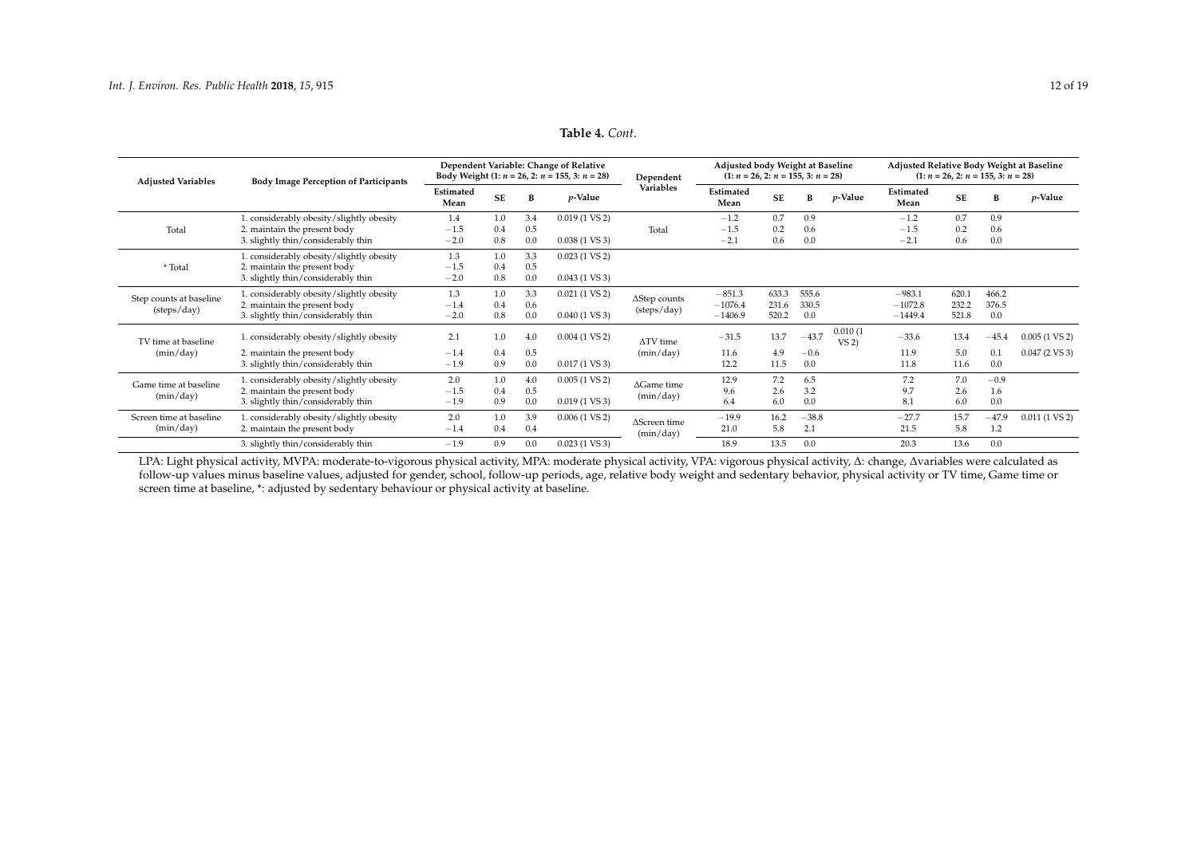**Table 4.** *Cont.*

| Adjusted Variables | Body Image Perception of Participants | Dependent Variable: Change of Relative Body Weight (1: $n$ = 26, 2: $n$ = 155, 3: $n$ = 28) | | | | Dependent Variables | Adjusted body Weight at Baseline (1: $n$ = 26, 2: $n$ = 155, 3: $n$ = 28) | | | | Adjusted Relative Body Weight at Baseline (1: $n$ = 26, 2: $n$ = 155, 3: $n$ = 28) | | | |
|---|---|---|---|---|---|---|---|---|---|---|---|---|---|---|
| | | Estimated Mean | SE | B | $p$-Value | | Estimated Mean | SE | B | $p$-Value | Estimated Mean | SE | B | $p$-Value |
| Total | 1. considerably obesity/slightly obesity | 1.4 | 1.0 | 3.4 | 0.019 (1 VS 2) | Total | −1.2 | 0.7 | 0.9 | | −1.2 | 0.7 | 0.9 | |
| | 2. maintain the present body | −1.5 | 0.4 | 0.5 | | | −1.5 | 0.2 | 0.6 | | −1.5 | 0.2 | 0.6 | |
| | 3. slightly thin/considerably thin | −2.0 | 0.8 | 0.0 | 0.038 (1 VS 3) | | −2.1 | 0.6 | 0.0 | | −2.1 | 0.6 | 0.0 | |
| * Total | 1. considerably obesity/slightly obesity | 1.3 | 1.0 | 3.3 | 0.023 (1 VS 2) | | | | | | | | | |
| | 2. maintain the present body | −1.5 | 0.4 | 0.5 | | | | | | | | | | |
| | 3. slightly thin/considerably thin | −2.0 | 0.8 | 0.0 | 0.043 (1 VS 3) | | | | | | | | | |
| Step counts at baseline (steps/day) | 1. considerably obesity/slightly obesity | 1.3 | 1.0 | 3.3 | 0.021 (1 VS 2) | ΔStep counts (steps/day) | −851.3 | 633.3 | 555.6 | | −983.1 | 620.1 | 466.2 | |
| | 2. maintain the present body | −1.4 | 0.4 | 0.6 | | | −1076.4 | 231.6 | 330.5 | | −1072.8 | 232.2 | 376.5 | |
| | 3. slightly thin/considerably thin | −2.0 | 0.8 | 0.0 | 0.040 (1 VS 3) | | −1406.9 | 520.2 | 0.0 | | −1449.4 | 521.8 | 0.0 | |
| TV time at baseline (min/day) | 1. considerably obesity/slightly obesity | 2.1 | 1.0 | 4.0 | 0.004 (1 VS 2) | ΔTV time (min/day) | −31.5 | 13.7 | −43.7 | 0.010 (1 VS 2) | −33.6 | 13.4 | −45.4 | 0.005 (1 VS 2) |
| | 2. maintain the present body | −1.4 | 0.4 | 0.5 | | | 11.6 | 4.9 | −0.6 | | 11.9 | 5.0 | 0.1 | 0.047 (2 VS 3) |
| | 3. slightly thin/considerably thin | −1.9 | 0.9 | 0.0 | 0.017 (1 VS 3) | | 12.2 | 11.5 | 0.0 | | 11.8 | 11.6 | 0.0 | |
| Game time at baseline (min/day) | 1. considerably obesity/slightly obesity | 2.0 | 1.0 | 4.0 | 0.005 (1 VS 2) | ΔGame time (min/day) | 12.9 | 7.2 | 6.5 | | 7.2 | 7.0 | −0.9 | |
| | 2. maintain the present body | −1.5 | 0.4 | 0.5 | | | 9.6 | 2.6 | 3.2 | | 9.7 | 2.6 | 1.6 | |
| | 3. slightly thin/considerably thin | −1.9 | 0.9 | 0.0 | 0.019 (1 VS 3) | | 6.4 | 6.0 | 0.0 | | 8.1 | 6.0 | 0.0 | |
| Screen time at baseline (min/day) | 1. considerably obesity/slightly obesity | 2.0 | 1.0 | 3.9 | 0.006 (1 VS 2) | ΔScreen time (min/day) | −19.9 | 16.2 | −38.8 | | −27.7 | 15.7 | −47.9 | 0.011 (1 VS 2) |
| | 2. maintain the present body | −1.4 | 0.4 | 0.4 | | | 21.0 | 5.8 | 2.1 | | 21.5 | 5.8 | 1.2 | |
| | 3. slightly thin/considerably thin | −1.9 | 0.9 | 0.0 | 0.023 (1 VS 3) | | 18.9 | 13.5 | 0.0 | | 20.3 | 13.6 | 0.0 | |

LPA: Light physical activity, MVPA: moderate-to-vigorous physical activity, MPA: moderate physical activity, VPA: vigorous physical activity, Δ: change, Δvariables were calculated as follow-up values minus baseline values, adjusted for gender, school, follow-up periods, age, relative body weight and sedentary behavior, physical activity or TV time, Game time or screen time at baseline, *: adjusted by sedentary behaviour or physical activity at baseline.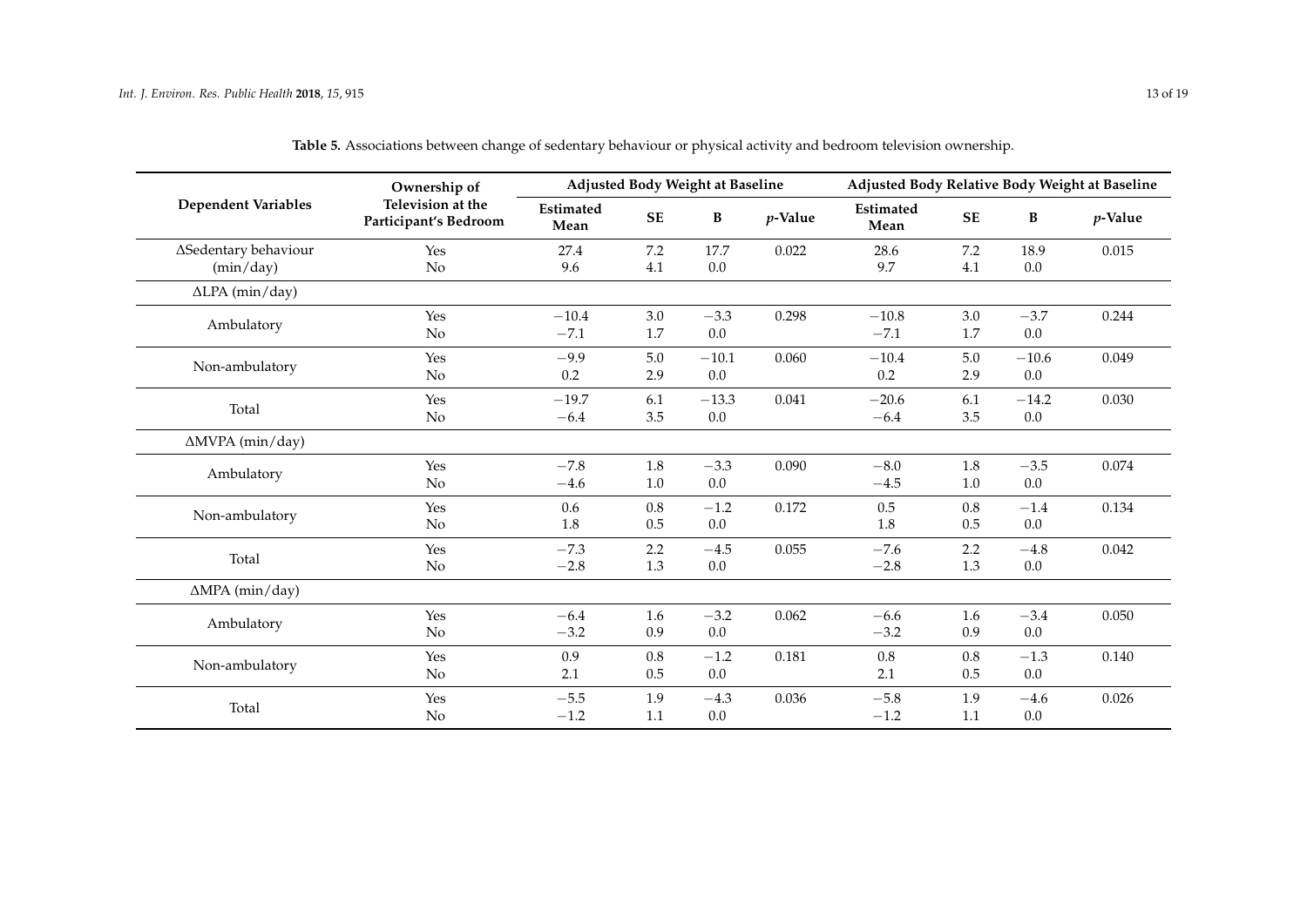**Table 5.** Associations between change of sedentary behaviour or physical activity and bedroom television ownership.

| Dependent Variables | Ownership of Television at the Participant's Bedroom | Adjusted Body Weight at Baseline | | | | Adjusted Body Relative Body Weight at Baseline | | | |
|---|---|---|---|---|---|---|---|---|---|
| | | Estimated Mean | SE | B | $p$-Value | Estimated Mean | SE | B | $p$-Value |
| ΔSedentary behaviour (min/day) | Yes | 27.4 | 7.2 | 17.7 | 0.022 | 28.6 | 7.2 | 18.9 | 0.015 |
| | No | 9.6 | 4.1 | 0.0 | | 9.7 | 4.1 | 0.0 | |
| ΔLPA (min/day) | | | | | | | | | |
| Ambulatory | Yes | −10.4 | 3.0 | −3.3 | 0.298 | −10.8 | 3.0 | −3.7 | 0.244 |
| | No | −7.1 | 1.7 | 0.0 | | −7.1 | 1.7 | 0.0 | |
| Non-ambulatory | Yes | −9.9 | 5.0 | −10.1 | 0.060 | −10.4 | 5.0 | −10.6 | 0.049 |
| | No | 0.2 | 2.9 | 0.0 | | 0.2 | 2.9 | 0.0 | |
| Total | Yes | −19.7 | 6.1 | −13.3 | 0.041 | −20.6 | 6.1 | −14.2 | 0.030 |
| | No | −6.4 | 3.5 | 0.0 | | −6.4 | 3.5 | 0.0 | |
| ΔMVPA (min/day) | | | | | | | | | |
| Ambulatory | Yes | −7.8 | 1.8 | −3.3 | 0.090 | −8.0 | 1.8 | −3.5 | 0.074 |
| | No | −4.6 | 1.0 | 0.0 | | −4.5 | 1.0 | 0.0 | |
| Non-ambulatory | Yes | 0.6 | 0.8 | −1.2 | 0.172 | 0.5 | 0.8 | −1.4 | 0.134 |
| | No | 1.8 | 0.5 | 0.0 | | 1.8 | 0.5 | 0.0 | |
| Total | Yes | −7.3 | 2.2 | −4.5 | 0.055 | −7.6 | 2.2 | −4.8 | 0.042 |
| | No | −2.8 | 1.3 | 0.0 | | −2.8 | 1.3 | 0.0 | |
| ΔMPA (min/day) | | | | | | | | | |
| Ambulatory | Yes | −6.4 | 1.6 | −3.2 | 0.062 | −6.6 | 1.6 | −3.4 | 0.050 |
| | No | −3.2 | 0.9 | 0.0 | | −3.2 | 0.9 | 0.0 | |
| Non-ambulatory | Yes | 0.9 | 0.8 | −1.2 | 0.181 | 0.8 | 0.8 | −1.3 | 0.140 |
| | No | 2.1 | 0.5 | 0.0 | | 2.1 | 0.5 | 0.0 | |
| Total | Yes | −5.5 | 1.9 | −4.3 | 0.036 | −5.8 | 1.9 | −4.6 | 0.026 |
| | No | −1.2 | 1.1 | 0.0 | | −1.2 | 1.1 | 0.0 | |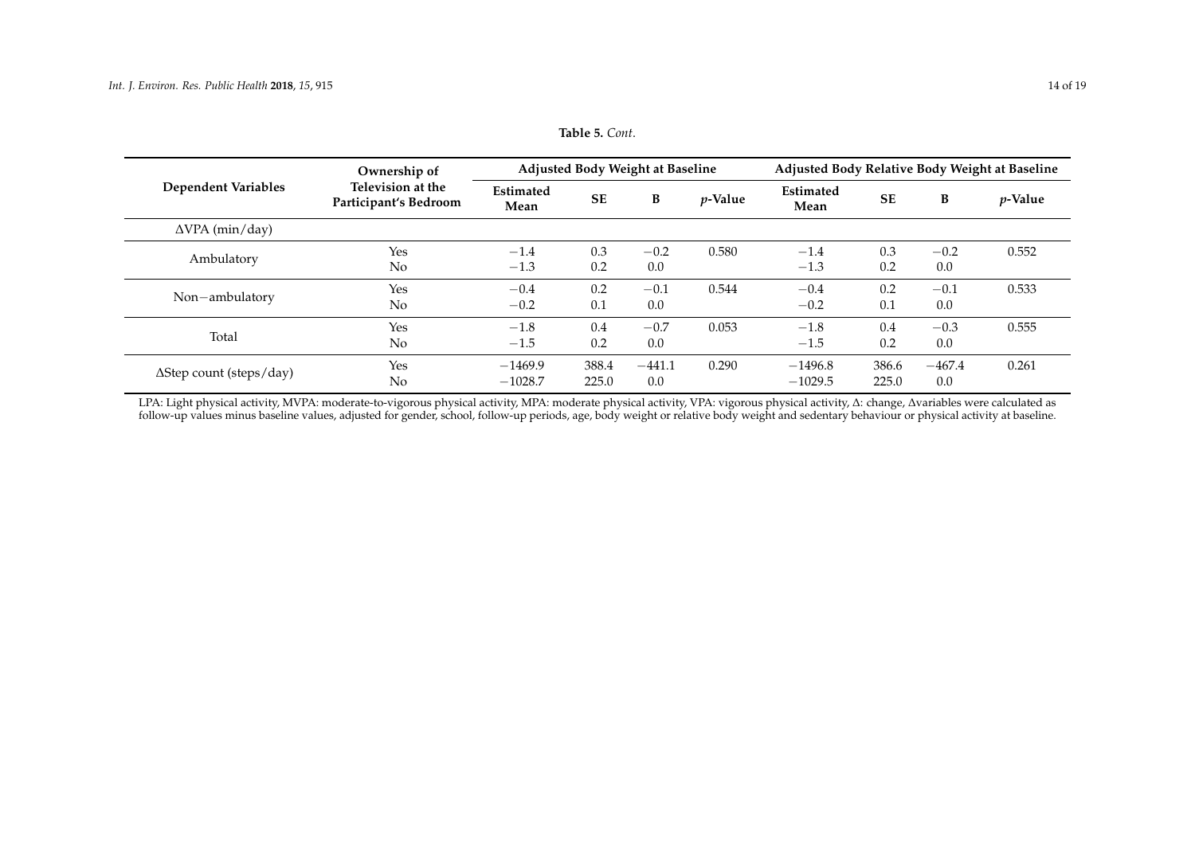**Table 5.** *Cont.*

| Dependent Variables | Ownership of Television at the Participant's Bedroom | Adjusted Body Weight at Baseline | | | | Adjusted Body Relative Body Weight at Baseline | | | |
|---|---|---|---|---|---|---|---|---|---|
| | | Estimated Mean | SE | B | *p*-Value | Estimated Mean | SE | B | *p*-Value |
| ΔVPA (min/day) | | | | | | | | | |
| Ambulatory | Yes | −1.4 | 0.3 | −0.2 | 0.580 | −1.4 | 0.3 | −0.2 | 0.552 |
| | No | −1.3 | 0.2 | 0.0 | | −1.3 | 0.2 | 0.0 | |
| Non−ambulatory | Yes | −0.4 | 0.2 | −0.1 | 0.544 | −0.4 | 0.2 | −0.1 | 0.533 |
| | No | −0.2 | 0.1 | 0.0 | | −0.2 | 0.1 | 0.0 | |
| Total | Yes | −1.8 | 0.4 | −0.7 | 0.053 | −1.8 | 0.4 | −0.3 | 0.555 |
| | No | −1.5 | 0.2 | 0.0 | | −1.5 | 0.2 | 0.0 | |
| ΔStep count (steps/day) | Yes | −1469.9 | 388.4 | −441.1 | 0.290 | −1496.8 | 386.6 | −467.4 | 0.261 |
| | No | −1028.7 | 225.0 | 0.0 | | −1029.5 | 225.0 | 0.0 | |

LPA: Light physical activity, MVPA: moderate-to-vigorous physical activity, MPA: moderate physical activity, VPA: vigorous physical activity, Δ: change, Δvariables were calculated as follow-up values minus baseline values, adjusted for gender, school, follow-up periods, age, body weight or relative body weight and sedentary behaviour or physical activity at baseline.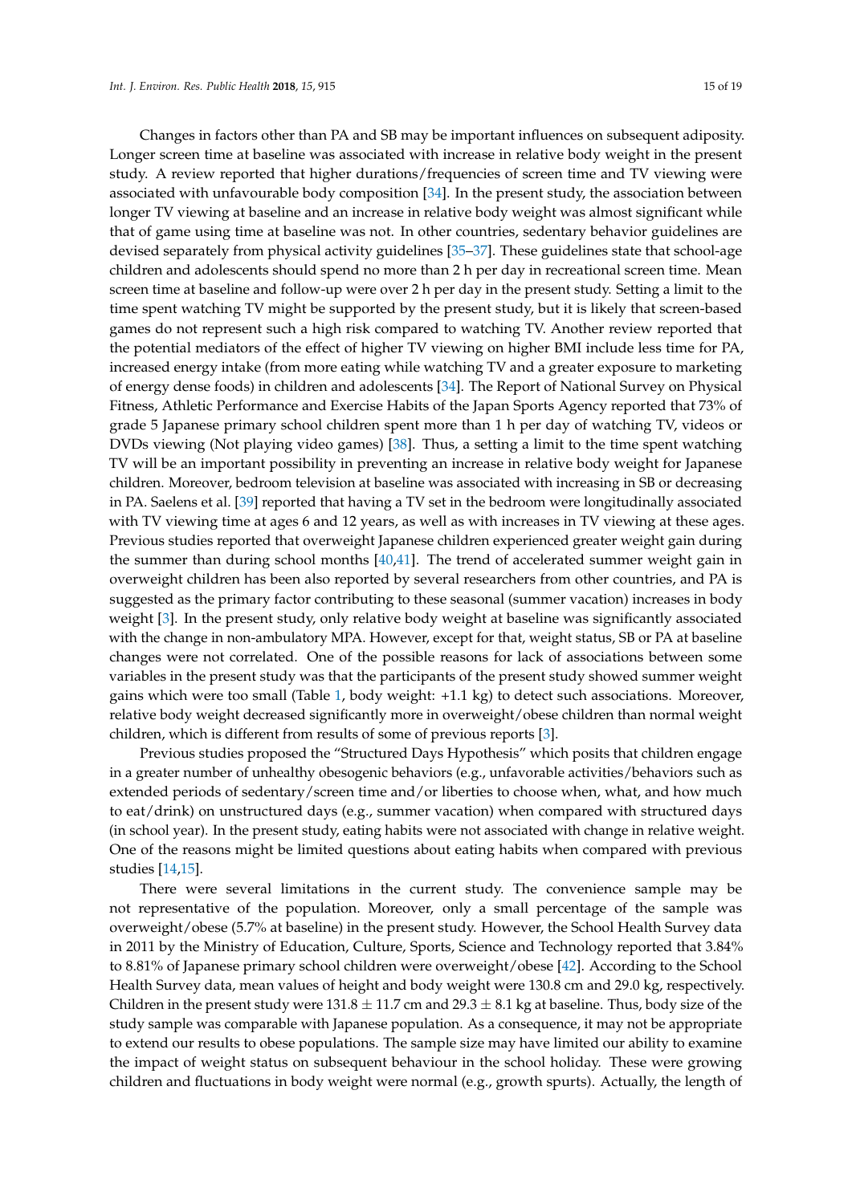Changes in factors other than PA and SB may be important influences on subsequent adiposity. Longer screen time at baseline was associated with increase in relative body weight in the present study. A review reported that higher durations/frequencies of screen time and TV viewing were associated with unfavourable body composition [34]. In the present study, the association between longer TV viewing at baseline and an increase in relative body weight was almost significant while that of game using time at baseline was not. In other countries, sedentary behavior guidelines are devised separately from physical activity guidelines [35–37]. These guidelines state that school-age children and adolescents should spend no more than 2 h per day in recreational screen time. Mean screen time at baseline and follow-up were over 2 h per day in the present study. Setting a limit to the time spent watching TV might be supported by the present study, but it is likely that screen-based games do not represent such a high risk compared to watching TV. Another review reported that the potential mediators of the effect of higher TV viewing on higher BMI include less time for PA, increased energy intake (from more eating while watching TV and a greater exposure to marketing of energy dense foods) in children and adolescents [34]. The Report of National Survey on Physical Fitness, Athletic Performance and Exercise Habits of the Japan Sports Agency reported that 73% of grade 5 Japanese primary school children spent more than 1 h per day of watching TV, videos or DVDs viewing (Not playing video games) [38]. Thus, a setting a limit to the time spent watching TV will be an important possibility in preventing an increase in relative body weight for Japanese children. Moreover, bedroom television at baseline was associated with increasing in SB or decreasing in PA. Saelens et al. [39] reported that having a TV set in the bedroom were longitudinally associated with TV viewing time at ages 6 and 12 years, as well as with increases in TV viewing at these ages. Previous studies reported that overweight Japanese children experienced greater weight gain during the summer than during school months [40,41]. The trend of accelerated summer weight gain in overweight children has been also reported by several researchers from other countries, and PA is suggested as the primary factor contributing to these seasonal (summer vacation) increases in body weight [3]. In the present study, only relative body weight at baseline was significantly associated with the change in non-ambulatory MPA. However, except for that, weight status, SB or PA at baseline changes were not correlated. One of the possible reasons for lack of associations between some variables in the present study was that the participants of the present study showed summer weight gains which were too small (Table 1, body weight: +1.1 kg) to detect such associations. Moreover, relative body weight decreased significantly more in overweight/obese children than normal weight children, which is different from results of some of previous reports [3].

Previous studies proposed the "Structured Days Hypothesis" which posits that children engage in a greater number of unhealthy obesogenic behaviors (e.g., unfavorable activities/behaviors such as extended periods of sedentary/screen time and/or liberties to choose when, what, and how much to eat/drink) on unstructured days (e.g., summer vacation) when compared with structured days (in school year). In the present study, eating habits were not associated with change in relative weight. One of the reasons might be limited questions about eating habits when compared with previous studies [14,15].

There were several limitations in the current study. The convenience sample may be not representative of the population. Moreover, only a small percentage of the sample was overweight/obese (5.7% at baseline) in the present study. However, the School Health Survey data in 2011 by the Ministry of Education, Culture, Sports, Science and Technology reported that 3.84% to 8.81% of Japanese primary school children were overweight/obese [42]. According to the School Health Survey data, mean values of height and body weight were 130.8 cm and 29.0 kg, respectively. Children in the present study were 131.8 ± 11.7 cm and 29.3 ± 8.1 kg at baseline. Thus, body size of the study sample was comparable with Japanese population. As a consequence, it may not be appropriate to extend our results to obese populations. The sample size may have limited our ability to examine the impact of weight status on subsequent behaviour in the school holiday. These were growing children and fluctuations in body weight were normal (e.g., growth spurts). Actually, the length of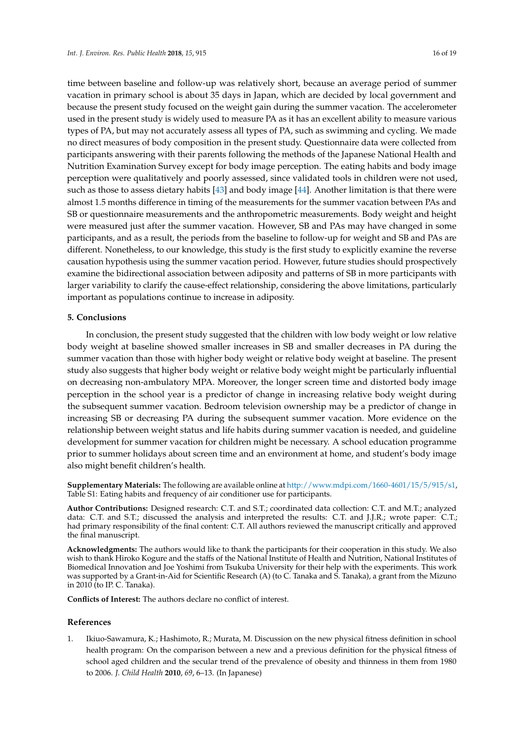time between baseline and follow-up was relatively short, because an average period of summer vacation in primary school is about 35 days in Japan, which are decided by local government and because the present study focused on the weight gain during the summer vacation. The accelerometer used in the present study is widely used to measure PA as it has an excellent ability to measure various types of PA, but may not accurately assess all types of PA, such as swimming and cycling. We made no direct measures of body composition in the present study. Questionnaire data were collected from participants answering with their parents following the methods of the Japanese National Health and Nutrition Examination Survey except for body image perception. The eating habits and body image perception were qualitatively and poorly assessed, since validated tools in children were not used, such as those to assess dietary habits [43] and body image [44]. Another limitation is that there were almost 1.5 months difference in timing of the measurements for the summer vacation between PAs and SB or questionnaire measurements and the anthropometric measurements. Body weight and height were measured just after the summer vacation. However, SB and PAs may have changed in some participants, and as a result, the periods from the baseline to follow-up for weight and SB and PAs are different. Nonetheless, to our knowledge, this study is the first study to explicitly examine the reverse causation hypothesis using the summer vacation period. However, future studies should prospectively examine the bidirectional association between adiposity and patterns of SB in more participants with larger variability to clarify the cause-effect relationship, considering the above limitations, particularly important as populations continue to increase in adiposity.

## 5. Conclusions

In conclusion, the present study suggested that the children with low body weight or low relative body weight at baseline showed smaller increases in SB and smaller decreases in PA during the summer vacation than those with higher body weight or relative body weight at baseline. The present study also suggests that higher body weight or relative body weight might be particularly influential on decreasing non-ambulatory MPA. Moreover, the longer screen time and distorted body image perception in the school year is a predictor of change in increasing relative body weight during the subsequent summer vacation. Bedroom television ownership may be a predictor of change in increasing SB or decreasing PA during the subsequent summer vacation. More evidence on the relationship between weight status and life habits during summer vacation is needed, and guideline development for summer vacation for children might be necessary. A school education programme prior to summer holidays about screen time and an environment at home, and student's body image also might benefit children's health.

**Supplementary Materials:** The following are available online at http://www.mdpi.com/1660-4601/15/5/915/s1, Table S1: Eating habits and frequency of air conditioner use for participants.

**Author Contributions:** Designed research: C.T. and S.T.; coordinated data collection: C.T. and M.T.; analyzed data: C.T. and S.T.; discussed the analysis and interpreted the results: C.T. and J.J.R.; wrote paper: C.T.; had primary responsibility of the final content: C.T. All authors reviewed the manuscript critically and approved the final manuscript.

**Acknowledgments:** The authors would like to thank the participants for their cooperation in this study. We also wish to thank Hiroko Kogure and the staffs of the National Institute of Health and Nutrition, National Institutes of Biomedical Innovation and Joe Yoshimi from Tsukuba University for their help with the experiments. This work was supported by a Grant-in-Aid for Scientific Research (A) (to C. Tanaka and S. Tanaka), a grant from the Mizuno in 2010 (to IP. C. Tanaka).

**Conflicts of Interest:** The authors declare no conflict of interest.

## References

1. Ikiuo-Sawamura, K.; Hashimoto, R.; Murata, M. Discussion on the new physical fitness definition in school health program: On the comparison between a new and a previous definition for the physical fitness of school aged children and the secular trend of the prevalence of obesity and thinness in them from 1980 to 2006. *J. Child Health* **2010**, *69*, 6–13. (In Japanese)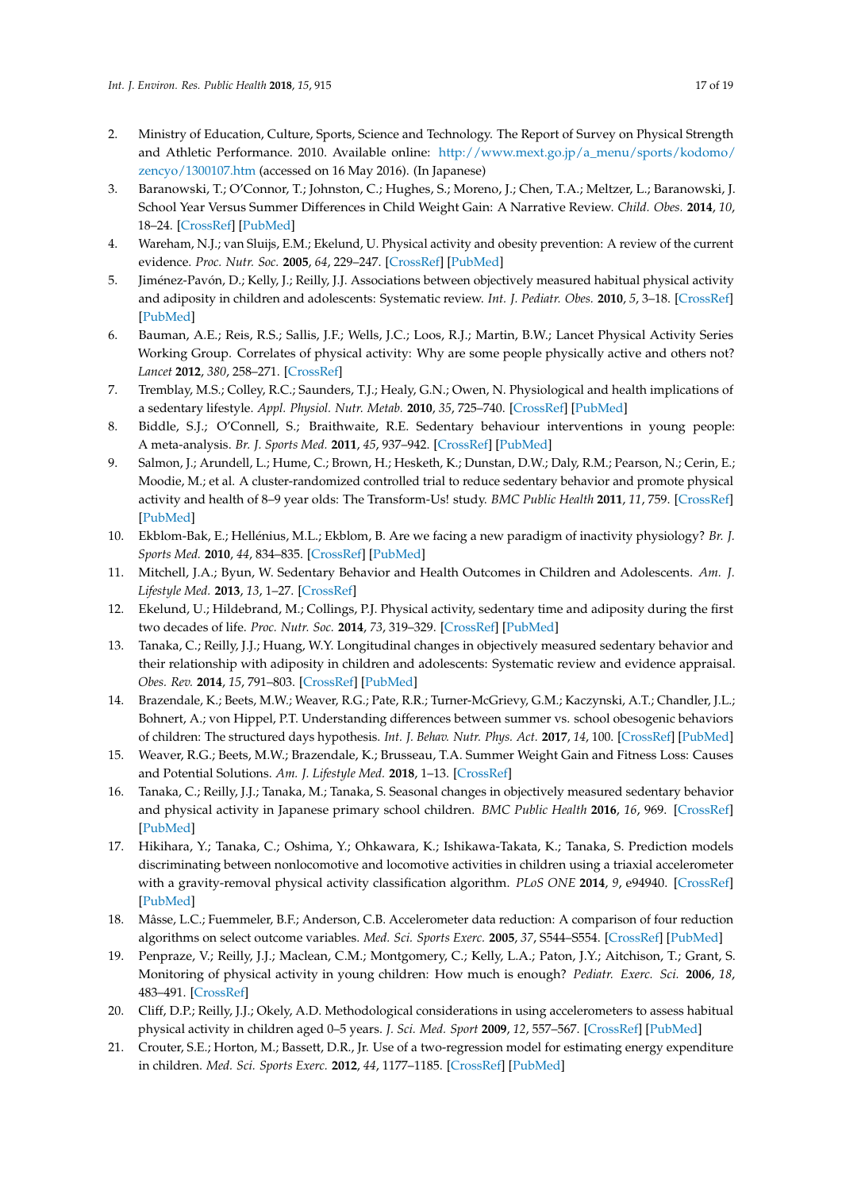2. Ministry of Education, Culture, Sports, Science and Technology. The Report of Survey on Physical Strength and Athletic Performance. 2010. Available online: http://www.mext.go.jp/a_menu/sports/kodomo/zencyo/1300107.htm (accessed on 16 May 2016). (In Japanese)
3. Baranowski, T.; O'Connor, T.; Johnston, C.; Hughes, S.; Moreno, J.; Chen, T.A.; Meltzer, L.; Baranowski, J. School Year Versus Summer Differences in Child Weight Gain: A Narrative Review. *Child. Obes.* **2014**, *10*, 18–24. [CrossRef] [PubMed]
4. Wareham, N.J.; van Sluijs, E.M.; Ekelund, U. Physical activity and obesity prevention: A review of the current evidence. *Proc. Nutr. Soc.* **2005**, *64*, 229–247. [CrossRef] [PubMed]
5. Jiménez-Pavón, D.; Kelly, J.; Reilly, J.J. Associations between objectively measured habitual physical activity and adiposity in children and adolescents: Systematic review. *Int. J. Pediatr. Obes.* **2010**, *5*, 3–18. [CrossRef] [PubMed]
6. Bauman, A.E.; Reis, R.S.; Sallis, J.F.; Wells, J.C.; Loos, R.J.; Martin, B.W.; Lancet Physical Activity Series Working Group. Correlates of physical activity: Why are some people physically active and others not? *Lancet* **2012**, *380*, 258–271. [CrossRef]
7. Tremblay, M.S.; Colley, R.C.; Saunders, T.J.; Healy, G.N.; Owen, N. Physiological and health implications of a sedentary lifestyle. *Appl. Physiol. Nutr. Metab.* **2010**, *35*, 725–740. [CrossRef] [PubMed]
8. Biddle, S.J.; O'Connell, S.; Braithwaite, R.E. Sedentary behaviour interventions in young people: A meta-analysis. *Br. J. Sports Med.* **2011**, *45*, 937–942. [CrossRef] [PubMed]
9. Salmon, J.; Arundell, L.; Hume, C.; Brown, H.; Hesketh, K.; Dunstan, D.W.; Daly, R.M.; Pearson, N.; Cerin, E.; Moodie, M.; et al. A cluster-randomized controlled trial to reduce sedentary behavior and promote physical activity and health of 8–9 year olds: The Transform-Us! study. *BMC Public Health* **2011**, *11*, 759. [CrossRef] [PubMed]
10. Ekblom-Bak, E.; Hellénius, M.L.; Ekblom, B. Are we facing a new paradigm of inactivity physiology? *Br. J. Sports Med.* **2010**, *44*, 834–835. [CrossRef] [PubMed]
11. Mitchell, J.A.; Byun, W. Sedentary Behavior and Health Outcomes in Children and Adolescents. *Am. J. Lifestyle Med.* **2013**, *13*, 1–27. [CrossRef]
12. Ekelund, U.; Hildebrand, M.; Collings, P.J. Physical activity, sedentary time and adiposity during the first two decades of life. *Proc. Nutr. Soc.* **2014**, *73*, 319–329. [CrossRef] [PubMed]
13. Tanaka, C.; Reilly, J.J.; Huang, W.Y. Longitudinal changes in objectively measured sedentary behavior and their relationship with adiposity in children and adolescents: Systematic review and evidence appraisal. *Obes. Rev.* **2014**, *15*, 791–803. [CrossRef] [PubMed]
14. Brazendale, K.; Beets, M.W.; Weaver, R.G.; Pate, R.R.; Turner-McGrievy, G.M.; Kaczynski, A.T.; Chandler, J.L.; Bohnert, A.; von Hippel, P.T. Understanding differences between summer vs. school obesogenic behaviors of children: The structured days hypothesis. *Int. J. Behav. Nutr. Phys. Act.* **2017**, *14*, 100. [CrossRef] [PubMed]
15. Weaver, R.G.; Beets, M.W.; Brazendale, K.; Brusseau, T.A. Summer Weight Gain and Fitness Loss: Causes and Potential Solutions. *Am. J. Lifestyle Med.* **2018**, 1–13. [CrossRef]
16. Tanaka, C.; Reilly, J.J.; Tanaka, M.; Tanaka, S. Seasonal changes in objectively measured sedentary behavior and physical activity in Japanese primary school children. *BMC Public Health* **2016**, *16*, 969. [CrossRef] [PubMed]
17. Hikihara, Y.; Tanaka, C.; Oshima, Y.; Ohkawara, K.; Ishikawa-Takata, K.; Tanaka, S. Prediction models discriminating between nonlocomotive and locomotive activities in children using a triaxial accelerometer with a gravity-removal physical activity classification algorithm. *PLoS ONE* **2014**, *9*, e94940. [CrossRef] [PubMed]
18. Mâsse, L.C.; Fuemmeler, B.F.; Anderson, C.B. Accelerometer data reduction: A comparison of four reduction algorithms on select outcome variables. *Med. Sci. Sports Exerc.* **2005**, *37*, S544–S554. [CrossRef] [PubMed]
19. Penpraze, V.; Reilly, J.J.; Maclean, C.M.; Montgomery, C.; Kelly, L.A.; Paton, J.Y.; Aitchison, T.; Grant, S. Monitoring of physical activity in young children: How much is enough? *Pediatr. Exerc. Sci.* **2006**, *18*, 483–491. [CrossRef]
20. Cliff, D.P.; Reilly, J.J.; Okely, A.D. Methodological considerations in using accelerometers to assess habitual physical activity in children aged 0–5 years. *J. Sci. Med. Sport* **2009**, *12*, 557–567. [CrossRef] [PubMed]
21. Crouter, S.E.; Horton, M.; Bassett, D.R., Jr. Use of a two-regression model for estimating energy expenditure in children. *Med. Sci. Sports Exerc.* **2012**, *44*, 1177–1185. [CrossRef] [PubMed]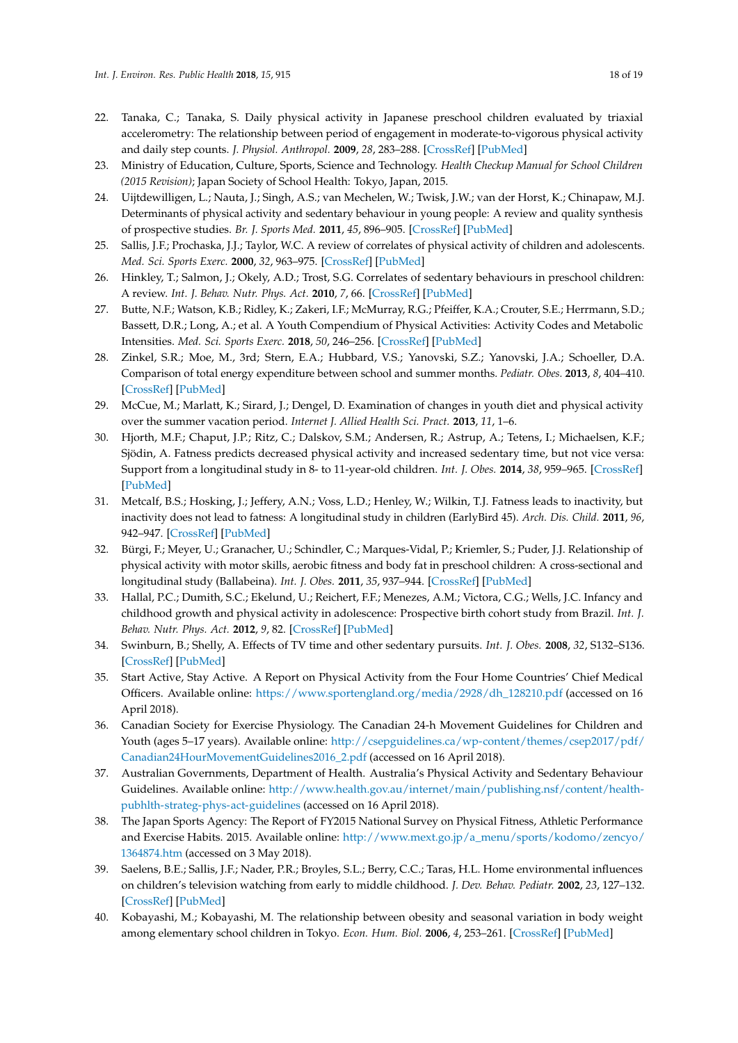22. Tanaka, C.; Tanaka, S. Daily physical activity in Japanese preschool children evaluated by triaxial accelerometry: The relationship between period of engagement in moderate-to-vigorous physical activity and daily step counts. *J. Physiol. Anthropol.* **2009**, *28*, 283–288. [CrossRef] [PubMed]
23. Ministry of Education, Culture, Sports, Science and Technology. *Health Checkup Manual for School Children (2015 Revision)*; Japan Society of School Health: Tokyo, Japan, 2015.
24. Uijtdewilligen, L.; Nauta, J.; Singh, A.S.; van Mechelen, W.; Twisk, J.W.; van der Horst, K.; Chinapaw, M.J. Determinants of physical activity and sedentary behaviour in young people: A review and quality synthesis of prospective studies. *Br. J. Sports Med.* **2011**, *45*, 896–905. [CrossRef] [PubMed]
25. Sallis, J.F.; Prochaska, J.J.; Taylor, W.C. A review of correlates of physical activity of children and adolescents. *Med. Sci. Sports Exerc.* **2000**, *32*, 963–975. [CrossRef] [PubMed]
26. Hinkley, T.; Salmon, J.; Okely, A.D.; Trost, S.G. Correlates of sedentary behaviours in preschool children: A review. *Int. J. Behav. Nutr. Phys. Act.* **2010**, *7*, 66. [CrossRef] [PubMed]
27. Butte, N.F.; Watson, K.B.; Ridley, K.; Zakeri, I.F.; McMurray, R.G.; Pfeiffer, K.A.; Crouter, S.E.; Herrmann, S.D.; Bassett, D.R.; Long, A.; et al. A Youth Compendium of Physical Activities: Activity Codes and Metabolic Intensities. *Med. Sci. Sports Exerc.* **2018**, *50*, 246–256. [CrossRef] [PubMed]
28. Zinkel, S.R.; Moe, M., 3rd; Stern, E.A.; Hubbard, V.S.; Yanovski, S.Z.; Yanovski, J.A.; Schoeller, D.A. Comparison of total energy expenditure between school and summer months. *Pediatr. Obes.* **2013**, *8*, 404–410. [CrossRef] [PubMed]
29. McCue, M.; Marlatt, K.; Sirard, J.; Dengel, D. Examination of changes in youth diet and physical activity over the summer vacation period. *Internet J. Allied Health Sci. Pract.* **2013**, *11*, 1–6.
30. Hjorth, M.F.; Chaput, J.P.; Ritz, C.; Dalskov, S.M.; Andersen, R.; Astrup, A.; Tetens, I.; Michaelsen, K.F.; Sjödin, A. Fatness predicts decreased physical activity and increased sedentary time, but not vice versa: Support from a longitudinal study in 8- to 11-year-old children. *Int. J. Obes.* **2014**, *38*, 959–965. [CrossRef] [PubMed]
31. Metcalf, B.S.; Hosking, J.; Jeffery, A.N.; Voss, L.D.; Henley, W.; Wilkin, T.J. Fatness leads to inactivity, but inactivity does not lead to fatness: A longitudinal study in children (EarlyBird 45). *Arch. Dis. Child.* **2011**, *96*, 942–947. [CrossRef] [PubMed]
32. Bürgi, F.; Meyer, U.; Granacher, U.; Schindler, C.; Marques-Vidal, P.; Kriemler, S.; Puder, J.J. Relationship of physical activity with motor skills, aerobic fitness and body fat in preschool children: A cross-sectional and longitudinal study (Ballabeina). *Int. J. Obes.* **2011**, *35*, 937–944. [CrossRef] [PubMed]
33. Hallal, P.C.; Dumith, S.C.; Ekelund, U.; Reichert, F.F.; Menezes, A.M.; Victora, C.G.; Wells, J.C. Infancy and childhood growth and physical activity in adolescence: Prospective birth cohort study from Brazil. *Int. J. Behav. Nutr. Phys. Act.* **2012**, *9*, 82. [CrossRef] [PubMed]
34. Swinburn, B.; Shelly, A. Effects of TV time and other sedentary pursuits. *Int. J. Obes.* **2008**, *32*, S132–S136. [CrossRef] [PubMed]
35. Start Active, Stay Active. A Report on Physical Activity from the Four Home Countries' Chief Medical Officers. Available online: https://www.sportengland.org/media/2928/dh_128210.pdf (accessed on 16 April 2018).
36. Canadian Society for Exercise Physiology. The Canadian 24-h Movement Guidelines for Children and Youth (ages 5–17 years). Available online: http://csepguidelines.ca/wp-content/themes/csep2017/pdf/Canadian24HourMovementGuidelines2016_2.pdf (accessed on 16 April 2018).
37. Australian Governments, Department of Health. Australia's Physical Activity and Sedentary Behaviour Guidelines. Available online: http://www.health.gov.au/internet/main/publishing.nsf/content/health-pubhlth-strateg-phys-act-guidelines (accessed on 16 April 2018).
38. The Japan Sports Agency: The Report of FY2015 National Survey on Physical Fitness, Athletic Performance and Exercise Habits. 2015. Available online: http://www.mext.go.jp/a_menu/sports/kodomo/zencyo/1364874.htm (accessed on 3 May 2018).
39. Saelens, B.E.; Sallis, J.F.; Nader, P.R.; Broyles, S.L.; Berry, C.C.; Taras, H.L. Home environmental influences on children's television watching from early to middle childhood. *J. Dev. Behav. Pediatr.* **2002**, *23*, 127–132. [CrossRef] [PubMed]
40. Kobayashi, M.; Kobayashi, M. The relationship between obesity and seasonal variation in body weight among elementary school children in Tokyo. *Econ. Hum. Biol.* **2006**, *4*, 253–261. [CrossRef] [PubMed]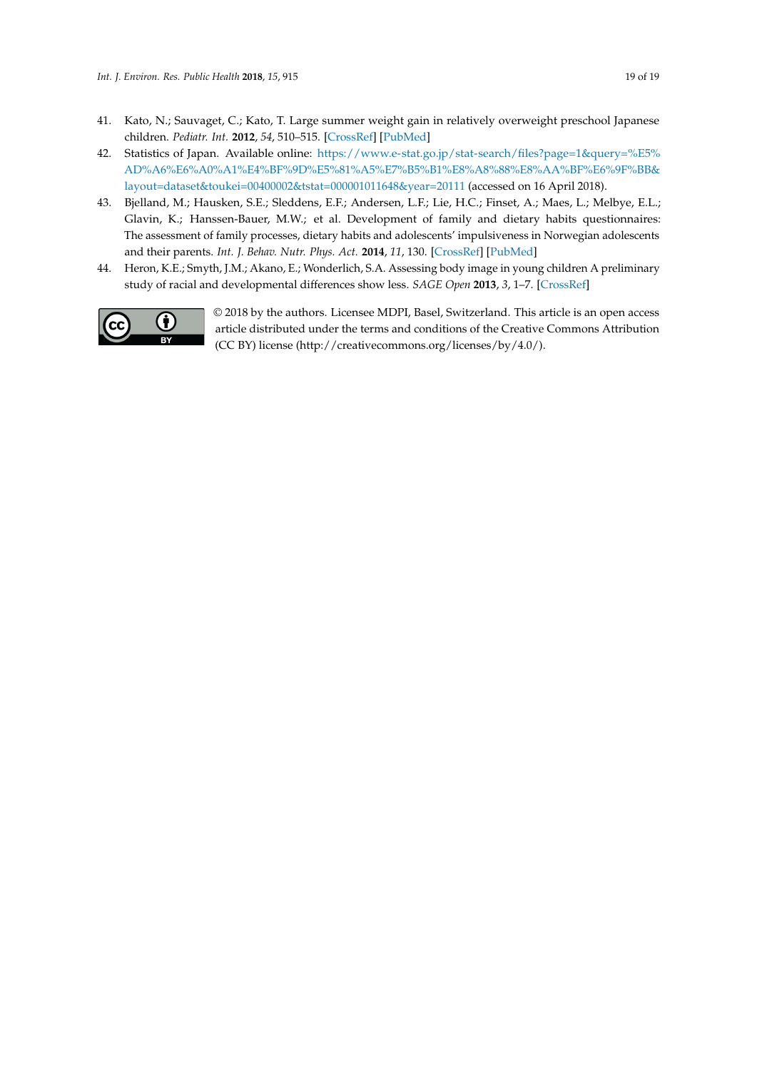41. Kato, N.; Sauvaget, C.; Kato, T. Large summer weight gain in relatively overweight preschool Japanese children. *Pediatr. Int.* **2012**, *54*, 510–515. [CrossRef] [PubMed]
42. Statistics of Japan. Available online: https://www.e-stat.go.jp/stat-search/files?page=1&query=%E5%AD%A6%E6%A0%A1%E4%BF%9D%E5%81%A5%E7%B5%B1%E8%A8%88%E8%AA%BF%E6%9F%BB&layout=dataset&toukei=00400002&tstat=000001011648&year=20111 (accessed on 16 April 2018).
43. Bjelland, M.; Hausken, S.E.; Sleddens, E.F.; Andersen, L.F.; Lie, H.C.; Finset, A.; Maes, L.; Melbye, E.L.; Glavin, K.; Hanssen-Bauer, M.W.; et al. Development of family and dietary habits questionnaires: The assessment of family processes, dietary habits and adolescents' impulsiveness in Norwegian adolescents and their parents. *Int. J. Behav. Nutr. Phys. Act.* **2014**, *11*, 130. [CrossRef] [PubMed]
44. Heron, K.E.; Smyth, J.M.; Akano, E.; Wonderlich, S.A. Assessing body image in young children A preliminary study of racial and developmental differences show less. *SAGE Open* **2013**, *3*, 1–7. [CrossRef]

© 2018 by the authors. Licensee MDPI, Basel, Switzerland. This article is an open access article distributed under the terms and conditions of the Creative Commons Attribution (CC BY) license (http://creativecommons.org/licenses/by/4.0/).